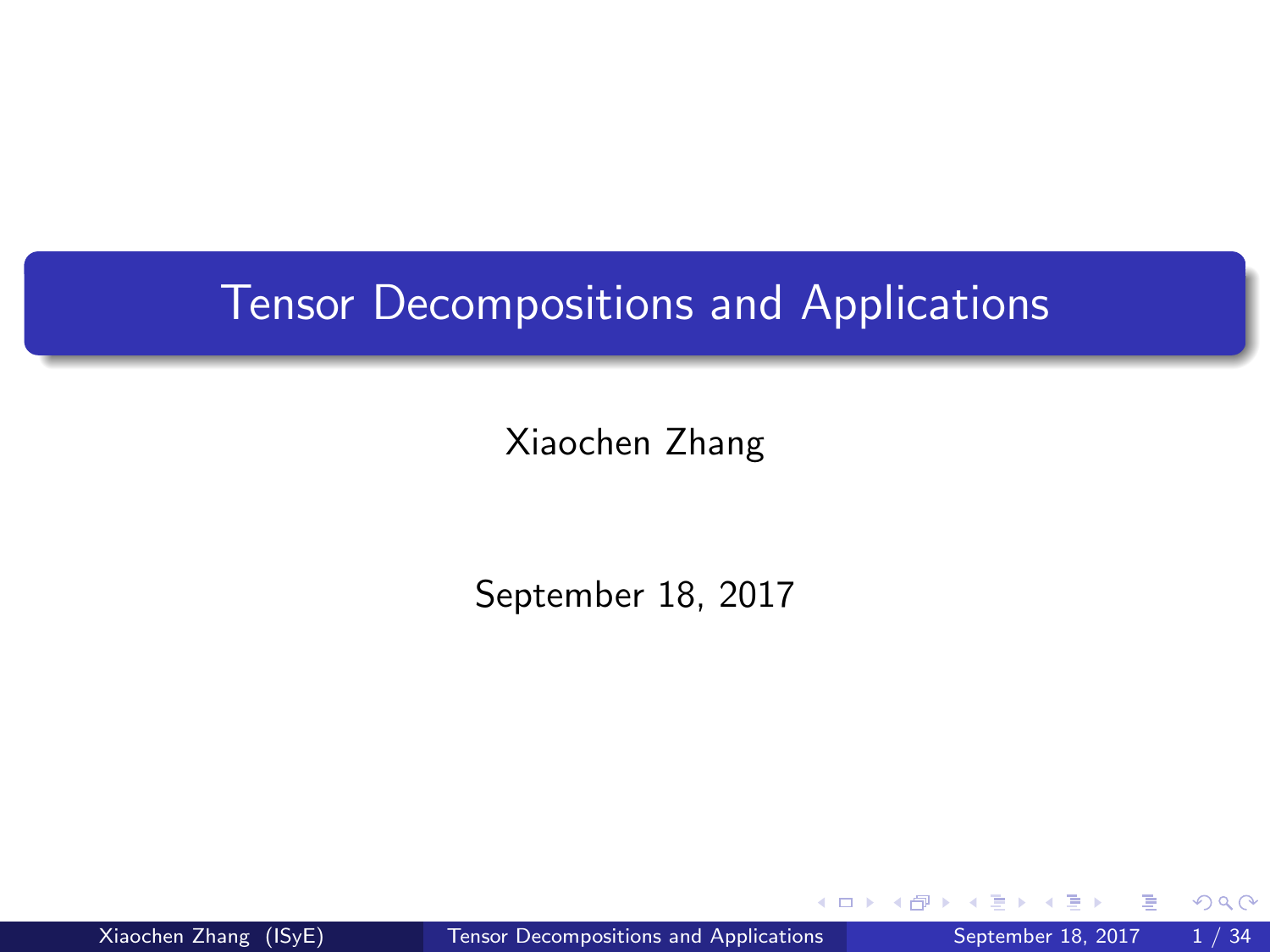# Tensor Decompositions and Applications

Xiaochen Zhang

September 18, 2017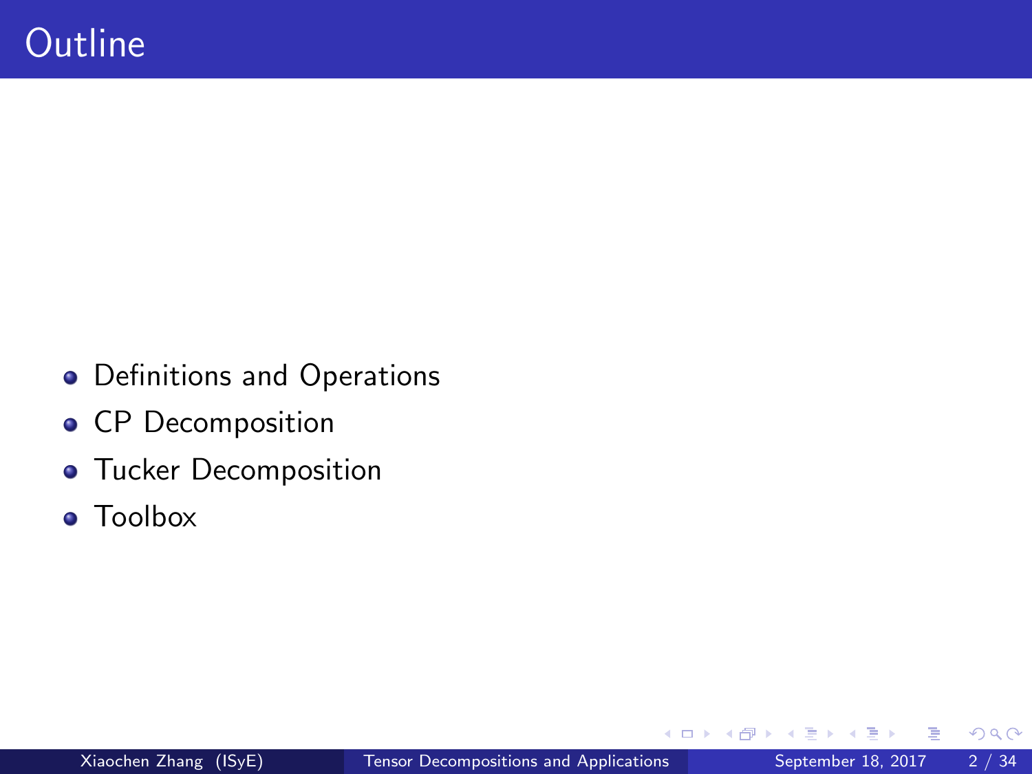# Outline

- Definitions and Operations
- CP Decomposition
- Tucker Decomposition
- Toolbox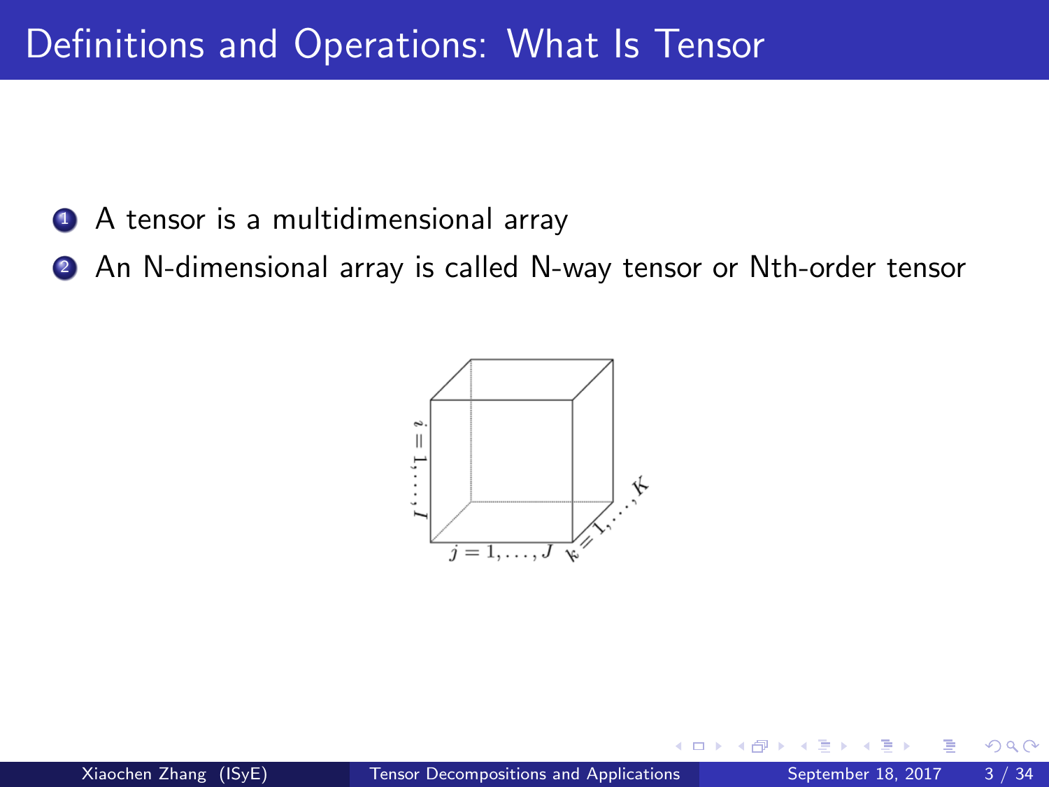# Definitions and Operations: What Is Tensor

1. A tensor is a multidimensional array
2. An N-dimensional array is called N-way tensor or Nth-order tensor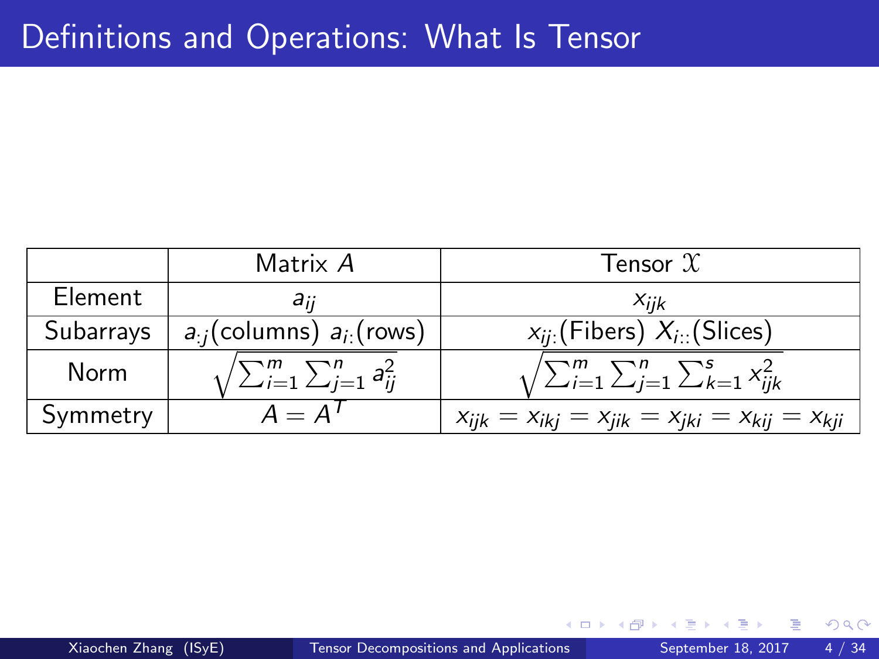# Definitions and Operations: What Is Tensor

| | Matrix $A$ | Tensor $\mathcal{X}$ |
|---|---|---|
| Element | $a_{ij}$ | $x_{ijk}$ |
| Subarrays | $a_{:j}$(columns) $a_{i:}$(rows) | $x_{ij:}$(Fibers) $X_{i::}$(Slices) |
| Norm | $\sqrt{\sum_{i=1}^{m}\sum_{j=1}^{n} a_{ij}^2}$ | $\sqrt{\sum_{i=1}^{m}\sum_{j=1}^{n}\sum_{k=1}^{s} x_{ijk}^2}$ |
| Symmetry | $A = A^T$ | $x_{ijk} = x_{ikj} = x_{jik} = x_{jki} = x_{kij} = x_{kji}$ |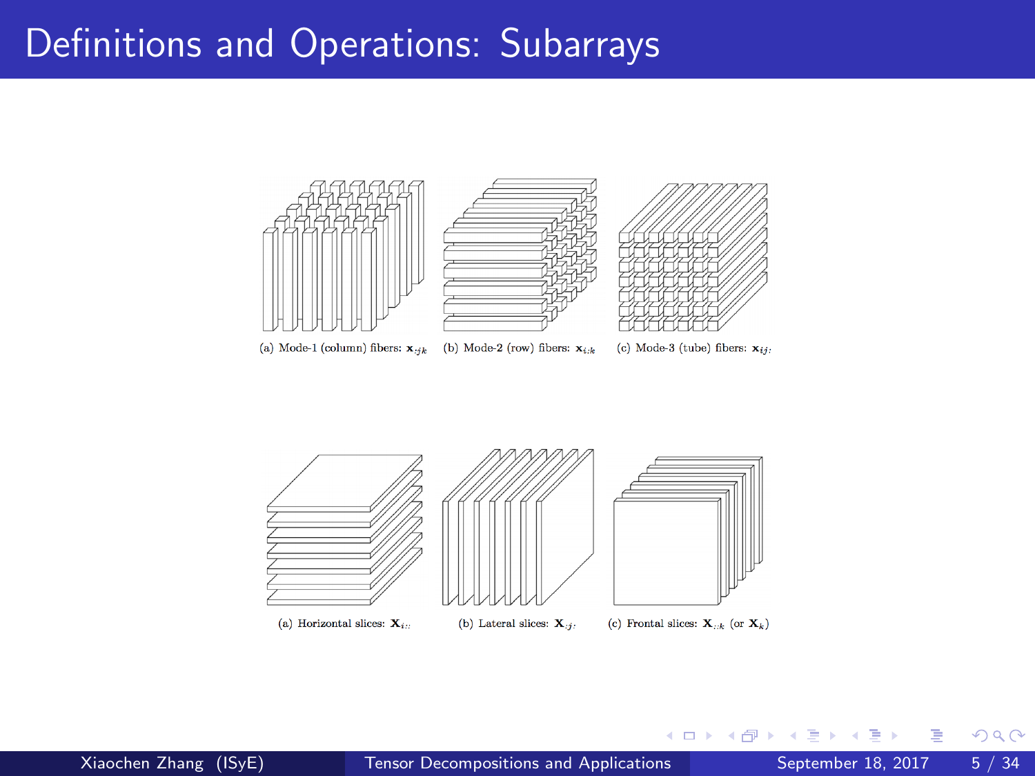# Definitions and Operations: Subarrays

(a) Mode-1 (column) fibers: $\mathbf{x}_{:jk}$ (b) Mode-2 (row) fibers: $\mathbf{x}_{i:k}$ (c) Mode-3 (tube) fibers: $\mathbf{x}_{ij:}$

(a) Horizontal slices: $\mathbf{X}_{i::}$ (b) Lateral slices: $\mathbf{X}_{:j:}$ (c) Frontal slices: $\mathbf{X}_{::k}$ (or $\mathbf{X}_k$)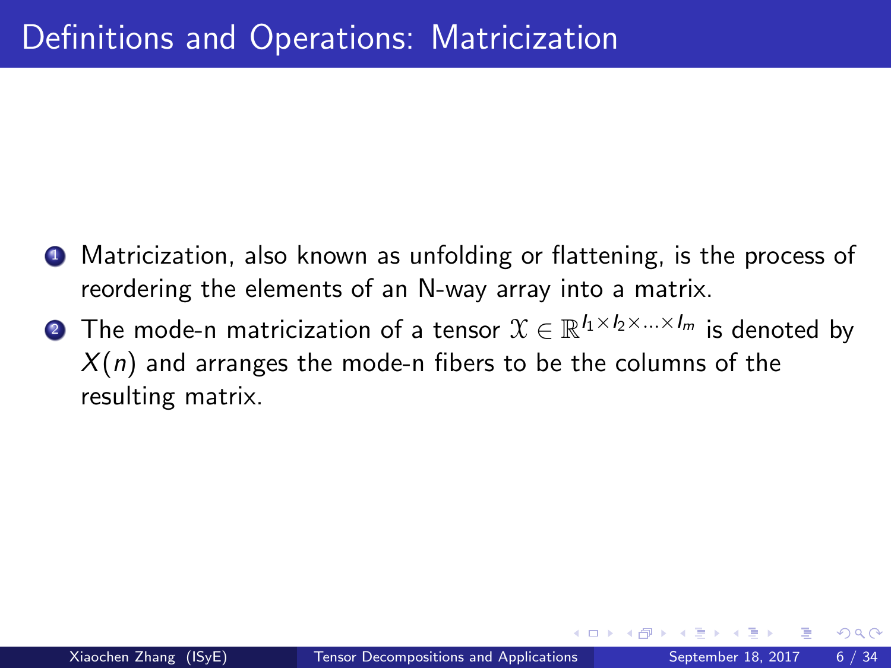# Definitions and Operations: Matricization

1. Matricization, also known as unfolding or flattening, is the process of reordering the elements of an N-way array into a matrix.
2. The mode-n matricization of a tensor $\mathcal{X} \in \mathbb{R}^{I_1 \times I_2 \times \ldots \times I_m}$ is denoted by $X(n)$ and arranges the mode-n fibers to be the columns of the resulting matrix.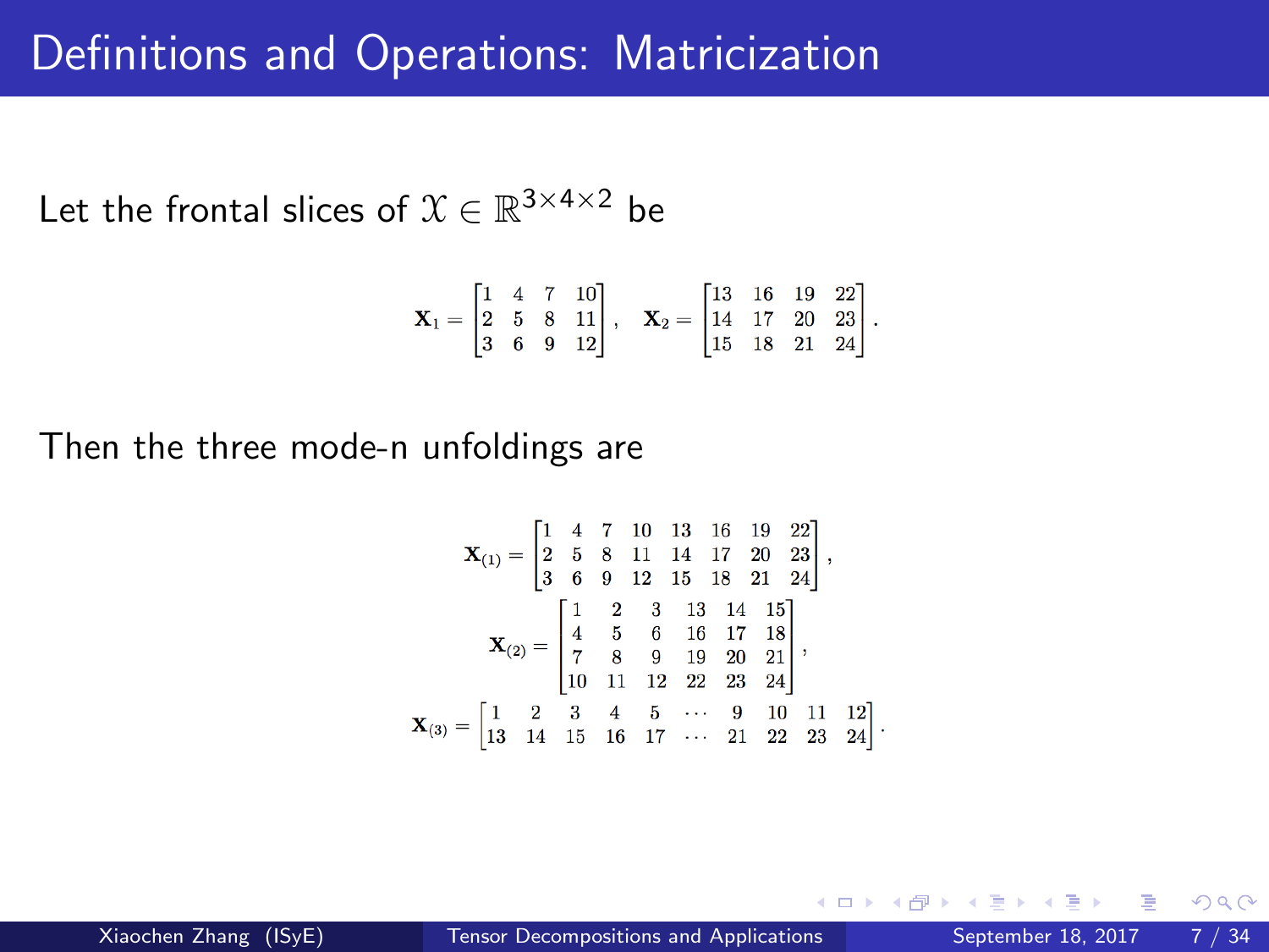# Definitions and Operations: Matricization

Let the frontal slices of $\mathcal{X} \in \mathbb{R}^{3\times 4\times 2}$ be

$$\mathbf{X}_1 = \begin{bmatrix} 1 & 4 & 7 & 10 \\ 2 & 5 & 8 & 11 \\ 3 & 6 & 9 & 12 \end{bmatrix}, \quad \mathbf{X}_2 = \begin{bmatrix} 13 & 16 & 19 & 22 \\ 14 & 17 & 20 & 23 \\ 15 & 18 & 21 & 24 \end{bmatrix}.$$

Then the three mode-n unfoldings are

$$\mathbf{X}_{(1)} = \begin{bmatrix} 1 & 4 & 7 & 10 & 13 & 16 & 19 & 22 \\ 2 & 5 & 8 & 11 & 14 & 17 & 20 & 23 \\ 3 & 6 & 9 & 12 & 15 & 18 & 21 & 24 \end{bmatrix},$$

$$\mathbf{X}_{(2)} = \begin{bmatrix} 1 & 2 & 3 & 13 & 14 & 15 \\ 4 & 5 & 6 & 16 & 17 & 18 \\ 7 & 8 & 9 & 19 & 20 & 21 \\ 10 & 11 & 12 & 22 & 23 & 24 \end{bmatrix},$$

$$\mathbf{X}_{(3)} = \begin{bmatrix} 1 & 2 & 3 & 4 & 5 & \cdots & 9 & 10 & 11 & 12 \\ 13 & 14 & 15 & 16 & 17 & \cdots & 21 & 22 & 23 & 24 \end{bmatrix}.$$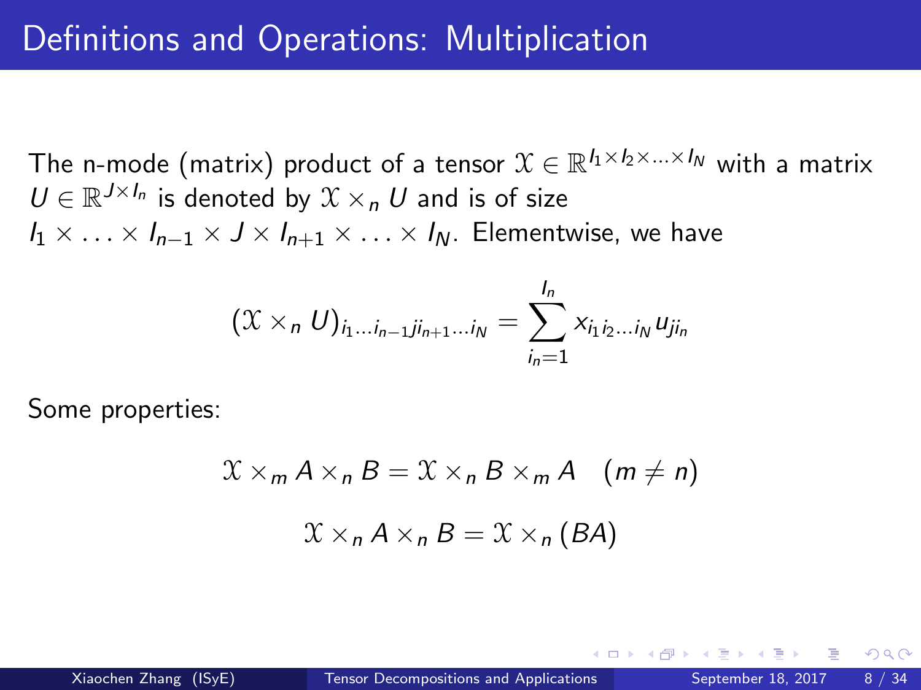# Definitions and Operations: Multiplication

The n-mode (matrix) product of a tensor $\mathcal{X} \in \mathbb{R}^{I_1 \times I_2 \times \ldots \times I_N}$ with a matrix $U \in \mathbb{R}^{J \times I_n}$ is denoted by $\mathcal{X} \times_n U$ and is of size $I_1 \times \ldots \times I_{n-1} \times J \times I_{n+1} \times \ldots \times I_N$. Elementwise, we have

$$(\mathcal{X} \times_n U)_{i_1 \ldots i_{n-1} j i_{n+1} \ldots i_N} = \sum_{i_n=1}^{I_n} x_{i_1 i_2 \ldots i_N} u_{j i_n}$$

Some properties:

$$\mathcal{X} \times_m A \times_n B = \mathcal{X} \times_n B \times_m A \quad (m \neq n)$$

$$\mathcal{X} \times_n A \times_n B = \mathcal{X} \times_n (BA)$$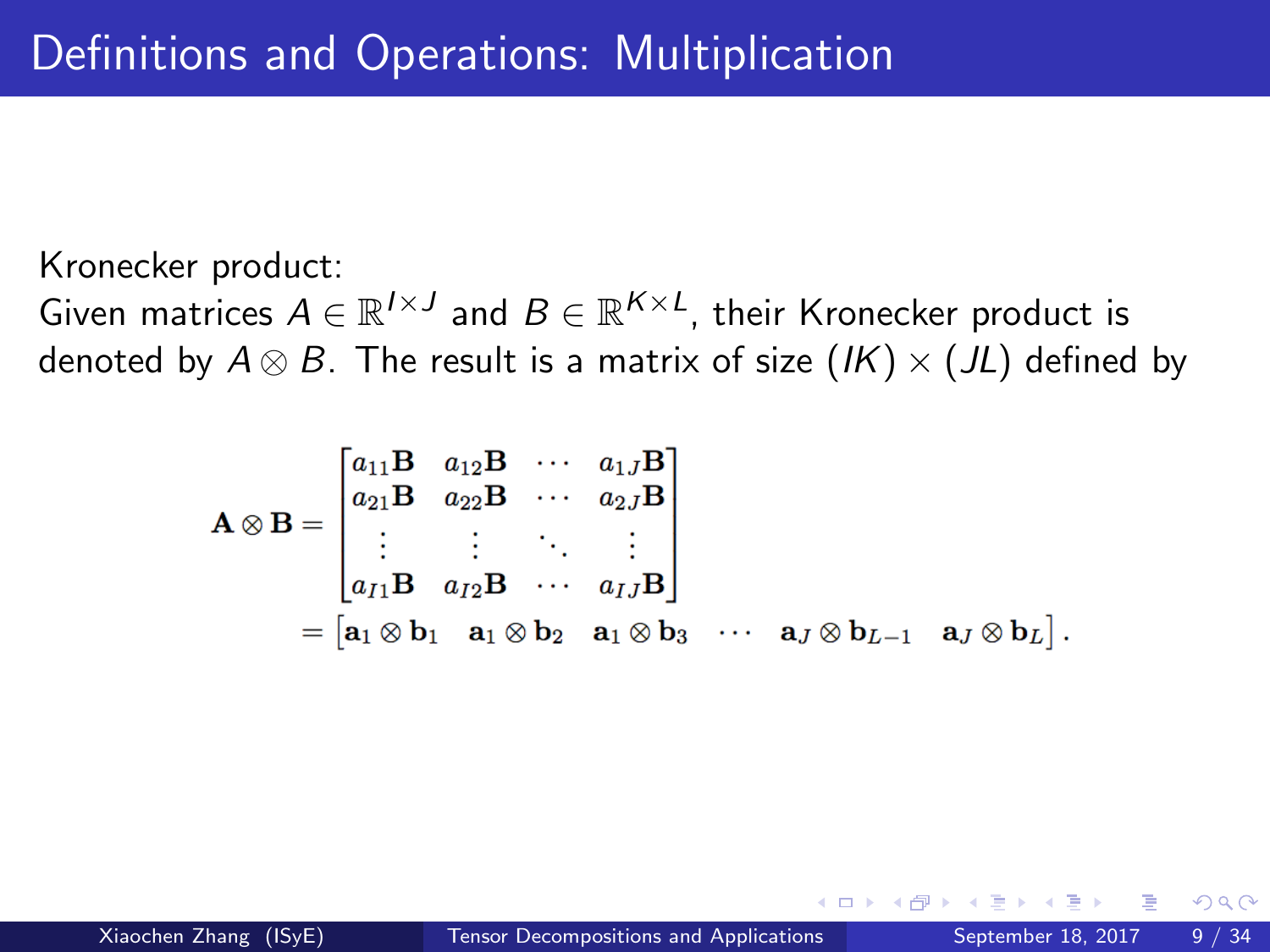# Definitions and Operations: Multiplication

Kronecker product:
Given matrices $A \in \mathbb{R}^{I \times J}$ and $B \in \mathbb{R}^{K \times L}$, their Kronecker product is denoted by $A \otimes B$. The result is a matrix of size $(IK) \times (JL)$ defined by

$$
\begin{aligned}
\mathbf{A} \otimes \mathbf{B} &= \begin{bmatrix} a_{11}\mathbf{B} & a_{12}\mathbf{B} & \cdots & a_{1J}\mathbf{B} \\ a_{21}\mathbf{B} & a_{22}\mathbf{B} & \cdots & a_{2J}\mathbf{B} \\ \vdots & \vdots & \ddots & \vdots \\ a_{I1}\mathbf{B} & a_{I2}\mathbf{B} & \cdots & a_{IJ}\mathbf{B} \end{bmatrix} \\
&= \begin{bmatrix} \mathbf{a}_1 \otimes \mathbf{b}_1 & \mathbf{a}_1 \otimes \mathbf{b}_2 & \mathbf{a}_1 \otimes \mathbf{b}_3 & \cdots & \mathbf{a}_J \otimes \mathbf{b}_{L-1} & \mathbf{a}_J \otimes \mathbf{b}_L \end{bmatrix}.
\end{aligned}
$$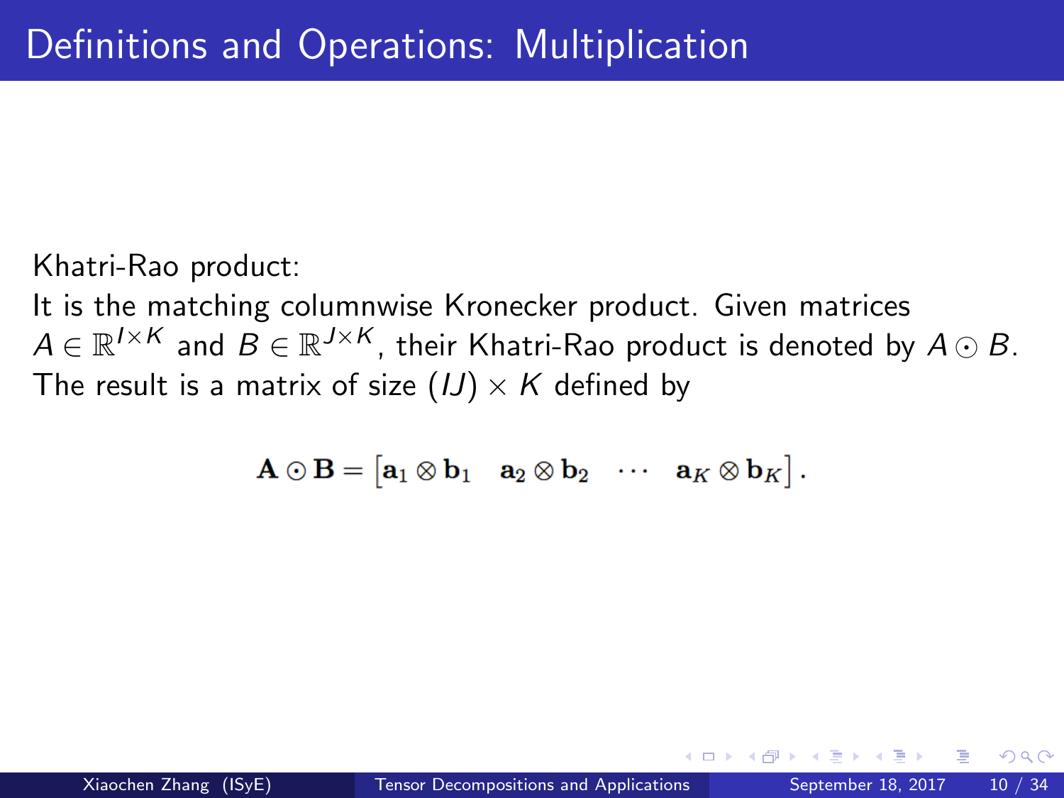# Definitions and Operations: Multiplication

Khatri-Rao product:
It is the matching columnwise Kronecker product. Given matrices $A \in \mathbb{R}^{I \times K}$ and $B \in \mathbb{R}^{J \times K}$, their Khatri-Rao product is denoted by $A \odot B$. The result is a matrix of size $(IJ) \times K$ defined by

$$\mathbf{A} \odot \mathbf{B} = \begin{bmatrix} \mathbf{a}_1 \otimes \mathbf{b}_1 & \mathbf{a}_2 \otimes \mathbf{b}_2 & \cdots & \mathbf{a}_K \otimes \mathbf{b}_K \end{bmatrix}.$$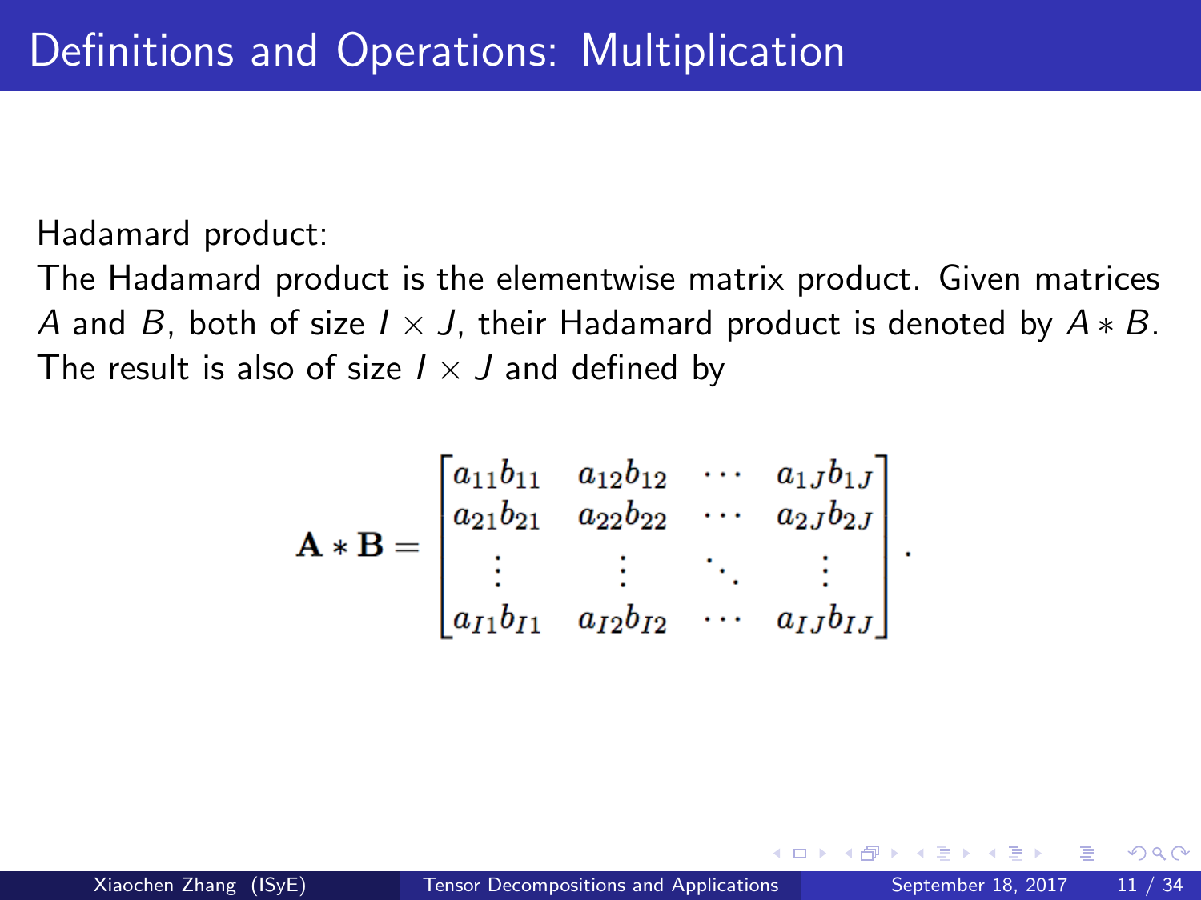# Definitions and Operations: Multiplication

Hadamard product:
The Hadamard product is the elementwise matrix product. Given matrices $A$ and $B$, both of size $I \times J$, their Hadamard product is denoted by $A * B$. The result is also of size $I \times J$ and defined by

$$\mathbf{A} * \mathbf{B} = \begin{bmatrix} a_{11}b_{11} & a_{12}b_{12} & \cdots & a_{1J}b_{1J} \\ a_{21}b_{21} & a_{22}b_{22} & \cdots & a_{2J}b_{2J} \\ \vdots & \vdots & \ddots & \vdots \\ a_{I1}b_{I1} & a_{I2}b_{I2} & \cdots & a_{IJ}b_{IJ} \end{bmatrix}.$$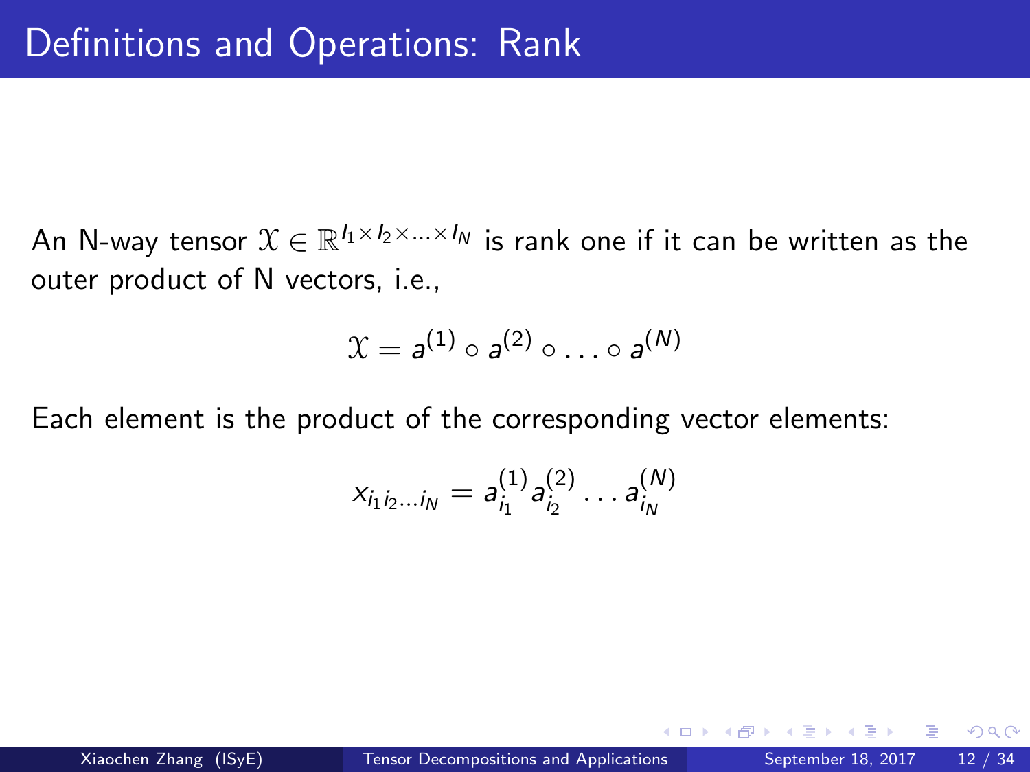# Definitions and Operations: Rank

An N-way tensor $\mathcal{X} \in \mathbb{R}^{I_1 \times I_2 \times \ldots \times I_N}$ is rank one if it can be written as the outer product of N vectors, i.e.,

$$\mathcal{X} = a^{(1)} \circ a^{(2)} \circ \ldots \circ a^{(N)}$$

Each element is the product of the corresponding vector elements:

$$x_{i_1 i_2 \ldots i_N} = a_{i_1}^{(1)} a_{i_2}^{(2)} \ldots a_{i_N}^{(N)}$$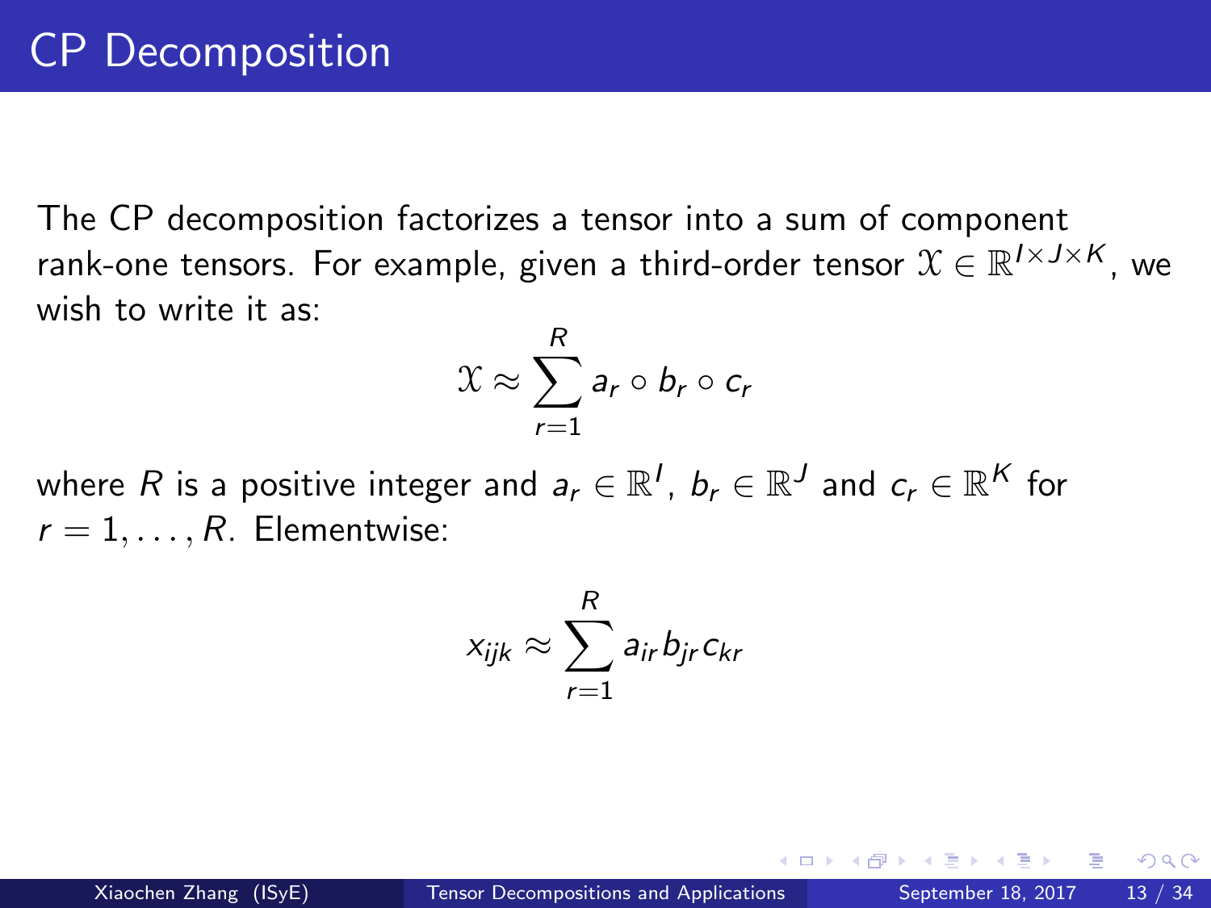# CP Decomposition

The CP decomposition factorizes a tensor into a sum of component rank-one tensors. For example, given a third-order tensor $\mathcal{X} \in \mathbb{R}^{I \times J \times K}$, we wish to write it as:

$$\mathcal{X} \approx \sum_{r=1}^{R} a_r \circ b_r \circ c_r$$

where $R$ is a positive integer and $a_r \in \mathbb{R}^I$, $b_r \in \mathbb{R}^J$ and $c_r \in \mathbb{R}^K$ for $r = 1, \ldots, R$. Elementwise:

$$x_{ijk} \approx \sum_{r=1}^{R} a_{ir} b_{jr} c_{kr}$$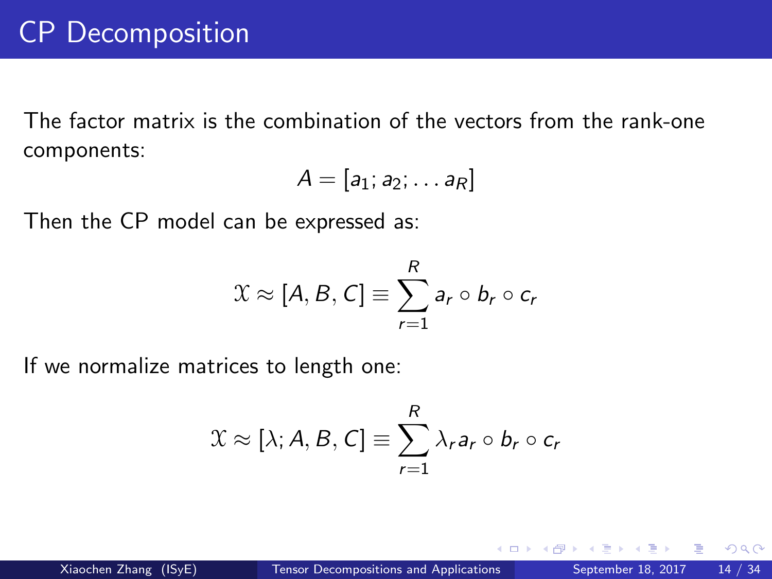# CP Decomposition

The factor matrix is the combination of the vectors from the rank-one components:

$$A = [a_1; a_2; \dots a_R]$$

Then the CP model can be expressed as:

$$\mathcal{X} \approx [A, B, C] \equiv \sum_{r=1}^{R} a_r \circ b_r \circ c_r$$

If we normalize matrices to length one:

$$\mathcal{X} \approx [\lambda; A, B, C] \equiv \sum_{r=1}^{R} \lambda_r a_r \circ b_r \circ c_r$$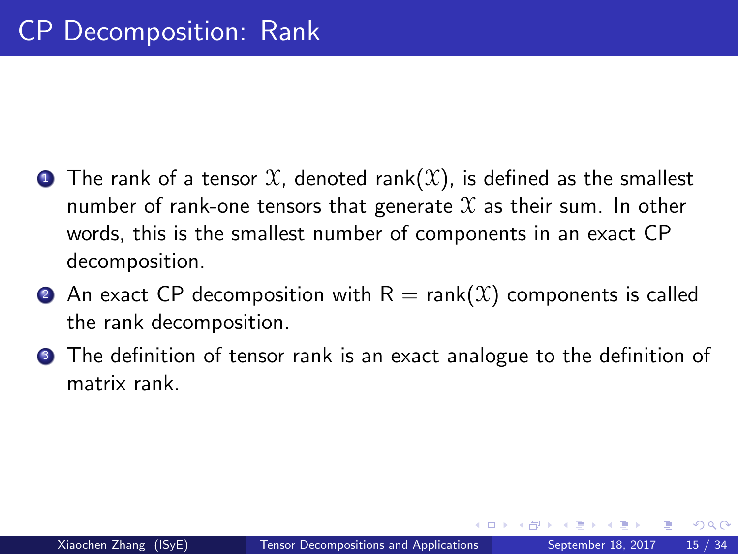# CP Decomposition: Rank

1. The rank of a tensor $\mathcal{X}$, denoted $\text{rank}(\mathcal{X})$, is defined as the smallest number of rank-one tensors that generate $\mathcal{X}$ as their sum. In other words, this is the smallest number of components in an exact CP decomposition.
2. An exact CP decomposition with $\text{R} = \text{rank}(\mathcal{X})$ components is called the rank decomposition.
3. The definition of tensor rank is an exact analogue to the definition of matrix rank.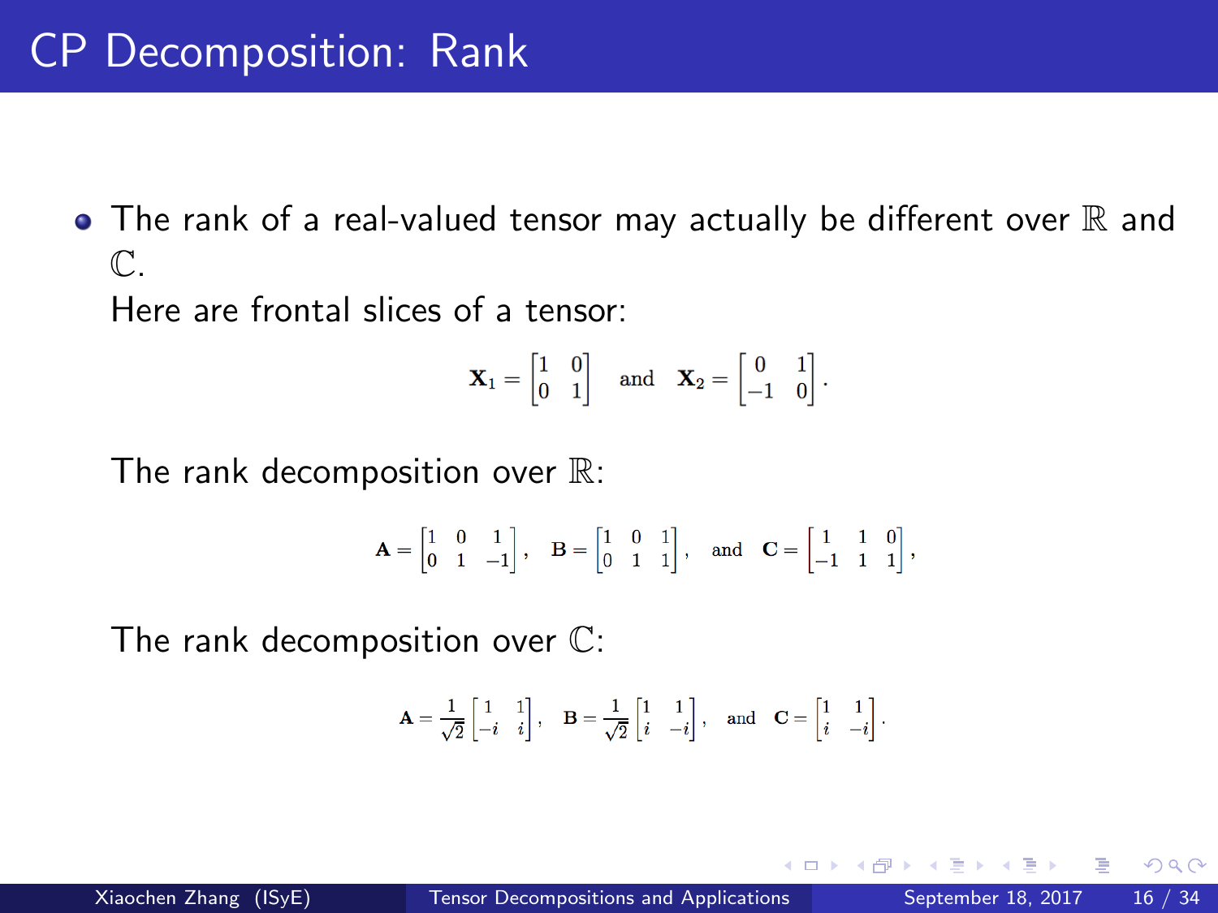# CP Decomposition: Rank

- The rank of a real-valued tensor may actually be different over $\mathbb{R}$ and $\mathbb{C}$.

  Here are frontal slices of a tensor:

$$\mathbf{X}_1 = \begin{bmatrix} 1 & 0 \\ 0 & 1 \end{bmatrix} \quad \text{and} \quad \mathbf{X}_2 = \begin{bmatrix} 0 & 1 \\ -1 & 0 \end{bmatrix}.$$

  The rank decomposition over $\mathbb{R}$:

$$\mathbf{A} = \begin{bmatrix} 1 & 0 & 1 \\ 0 & 1 & -1 \end{bmatrix}, \quad \mathbf{B} = \begin{bmatrix} 1 & 0 & 1 \\ 0 & 1 & 1 \end{bmatrix}, \quad \text{and} \quad \mathbf{C} = \begin{bmatrix} 1 & 1 & 0 \\ -1 & 1 & 1 \end{bmatrix},$$

  The rank decomposition over $\mathbb{C}$:

$$\mathbf{A} = \frac{1}{\sqrt{2}} \begin{bmatrix} 1 & 1 \\ -i & i \end{bmatrix}, \quad \mathbf{B} = \frac{1}{\sqrt{2}} \begin{bmatrix} 1 & 1 \\ i & -i \end{bmatrix}, \quad \text{and} \quad \mathbf{C} = \begin{bmatrix} 1 & 1 \\ i & -i \end{bmatrix}.$$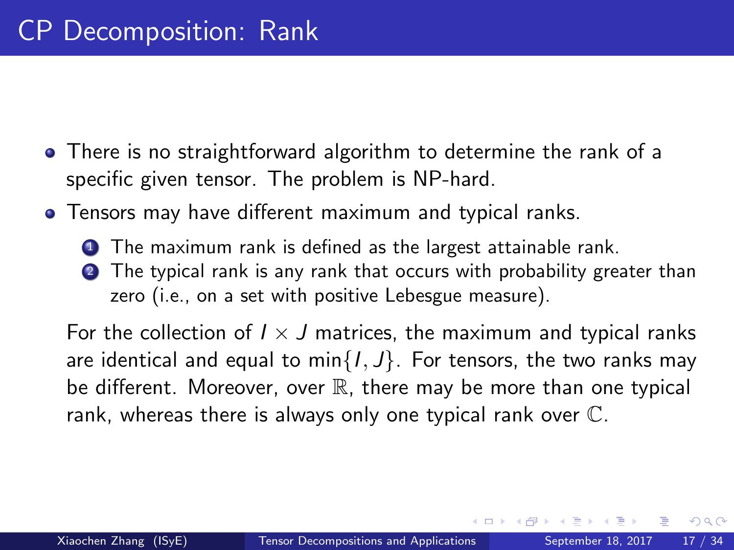# CP Decomposition: Rank

- There is no straightforward algorithm to determine the rank of a specific given tensor. The problem is NP-hard.
- Tensors may have different maximum and typical ranks.
  1. The maximum rank is defined as the largest attainable rank.
  2. The typical rank is any rank that occurs with probability greater than zero (i.e., on a set with positive Lebesgue measure).

  For the collection of $I \times J$ matrices, the maximum and typical ranks are identical and equal to $\min\{I, J\}$. For tensors, the two ranks may be different. Moreover, over $\mathbb{R}$, there may be more than one typical rank, whereas there is always only one typical rank over $\mathbb{C}$.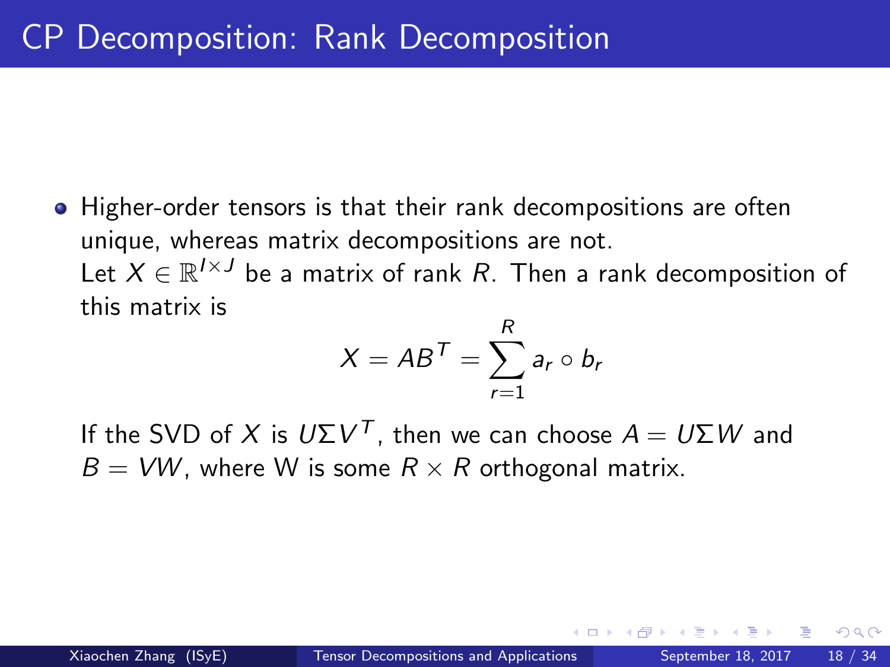# CP Decomposition: Rank Decomposition

- Higher-order tensors is that their rank decompositions are often unique, whereas matrix decompositions are not.
  Let $X \in \mathbb{R}^{I \times J}$ be a matrix of rank $R$. Then a rank decomposition of this matrix is

  $$X = AB^T = \sum_{r=1}^{R} a_r \circ b_r$$

  If the SVD of $X$ is $U \Sigma V^T$, then we can choose $A = U \Sigma W$ and $B = VW$, where W is some $R \times R$ orthogonal matrix.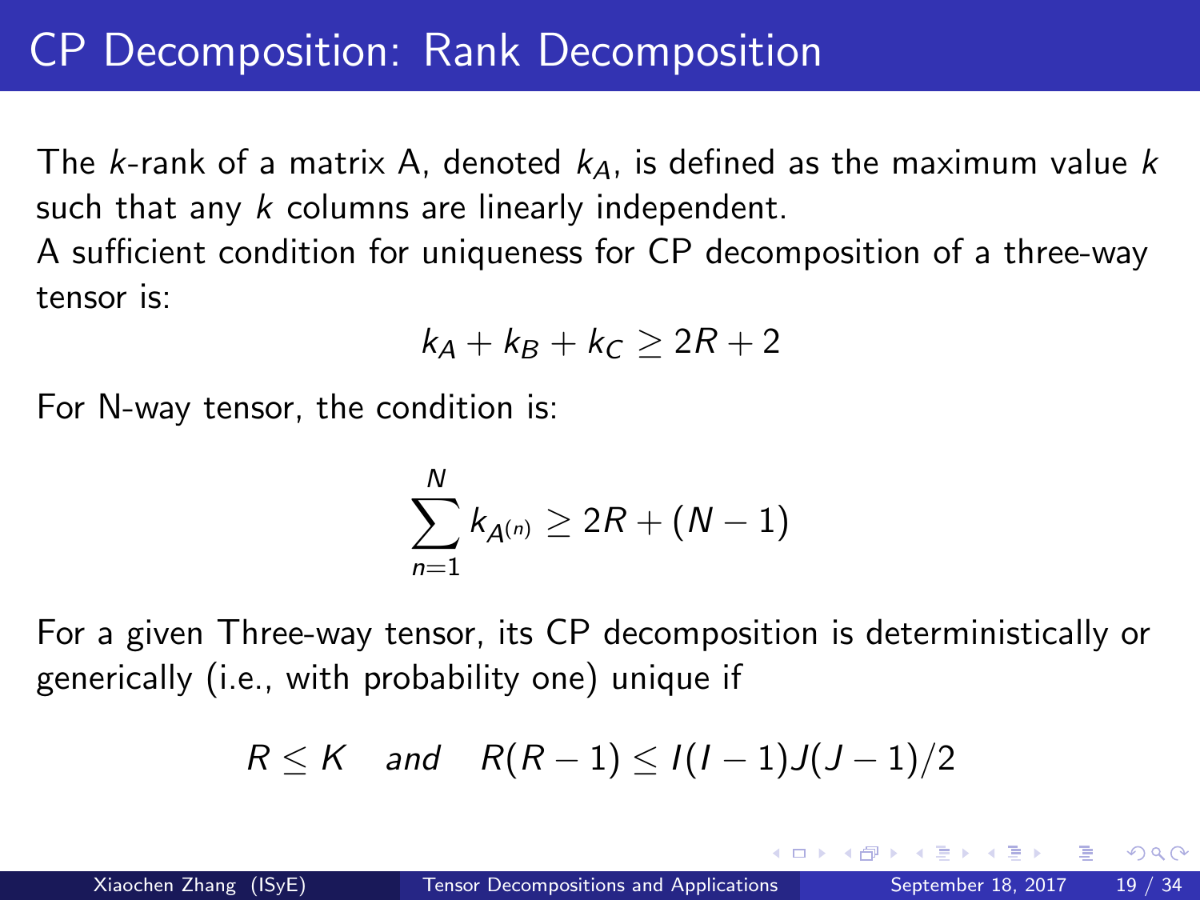# CP Decomposition: Rank Decomposition

The $k$-rank of a matrix A, denoted $k_A$, is defined as the maximum value $k$ such that any $k$ columns are linearly independent.

A sufficient condition for uniqueness for CP decomposition of a three-way tensor is:

$$k_A + k_B + k_C \geq 2R + 2$$

For N-way tensor, the condition is:

$$\sum_{n=1}^{N} k_{A^{(n)}} \geq 2R + (N - 1)$$

For a given Three-way tensor, its CP decomposition is deterministically or generically (i.e., with probability one) unique if

$$R \leq K \quad and \quad R(R-1) \leq I(I-1)J(J-1)/2$$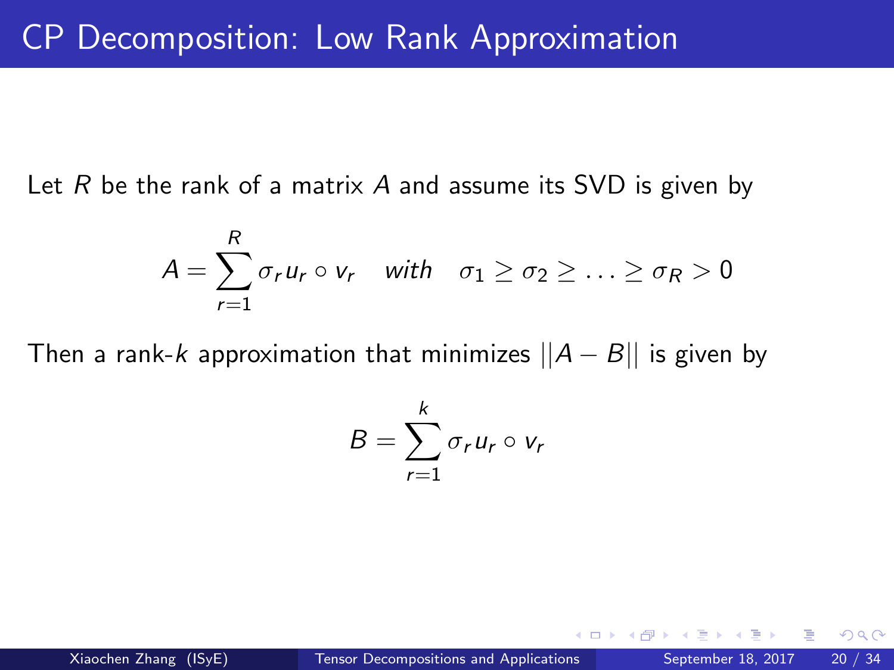# CP Decomposition: Low Rank Approximation

Let $R$ be the rank of a matrix $A$ and assume its SVD is given by

$$A = \sum_{r=1}^{R} \sigma_r u_r \circ v_r \quad \textit{with} \quad \sigma_1 \geq \sigma_2 \geq \ldots \geq \sigma_R > 0$$

Then a rank-$k$ approximation that minimizes $||A - B||$ is given by

$$B = \sum_{r=1}^{k} \sigma_r u_r \circ v_r$$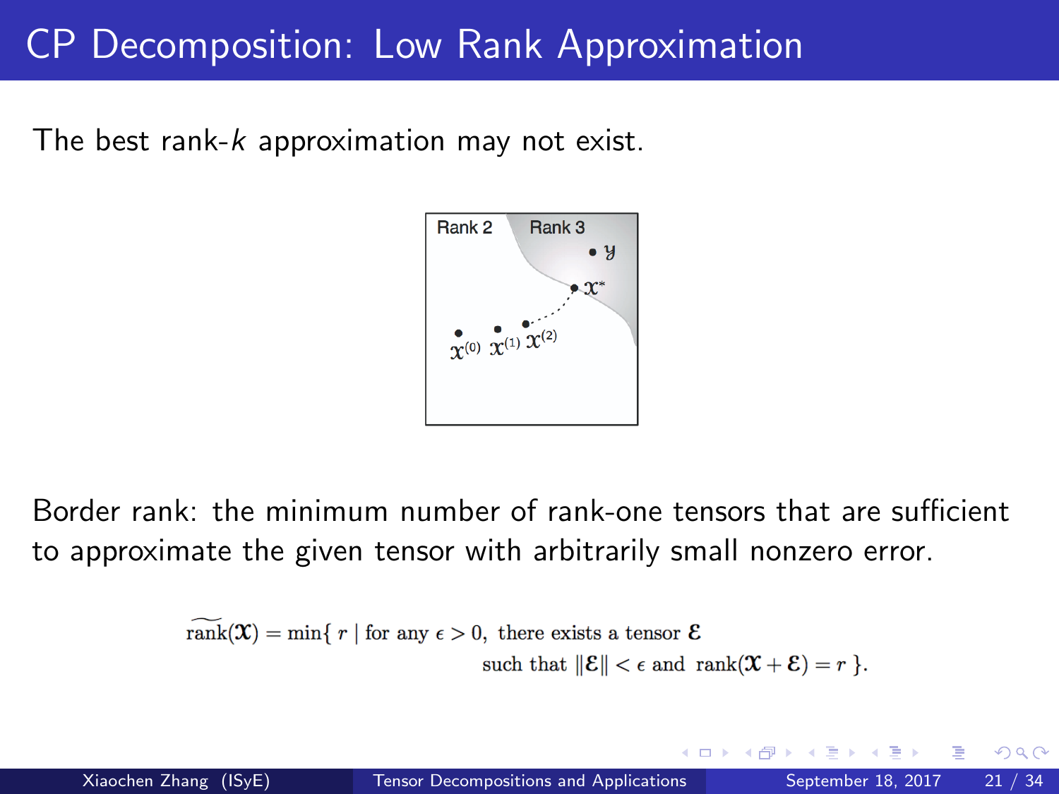# CP Decomposition: Low Rank Approximation

The best rank-$k$ approximation may not exist.

Border rank: the minimum number of rank-one tensors that are sufficient to approximate the given tensor with arbitrarily small nonzero error.

$$\widetilde{\text{rank}}(\mathcal{X}) = \min\{\, r \mid \text{for any } \epsilon > 0, \text{ there exists a tensor } \mathcal{E} \text{ such that } \|\mathcal{E}\| < \epsilon \text{ and } \text{rank}(\mathcal{X} + \mathcal{E}) = r \,\}.$$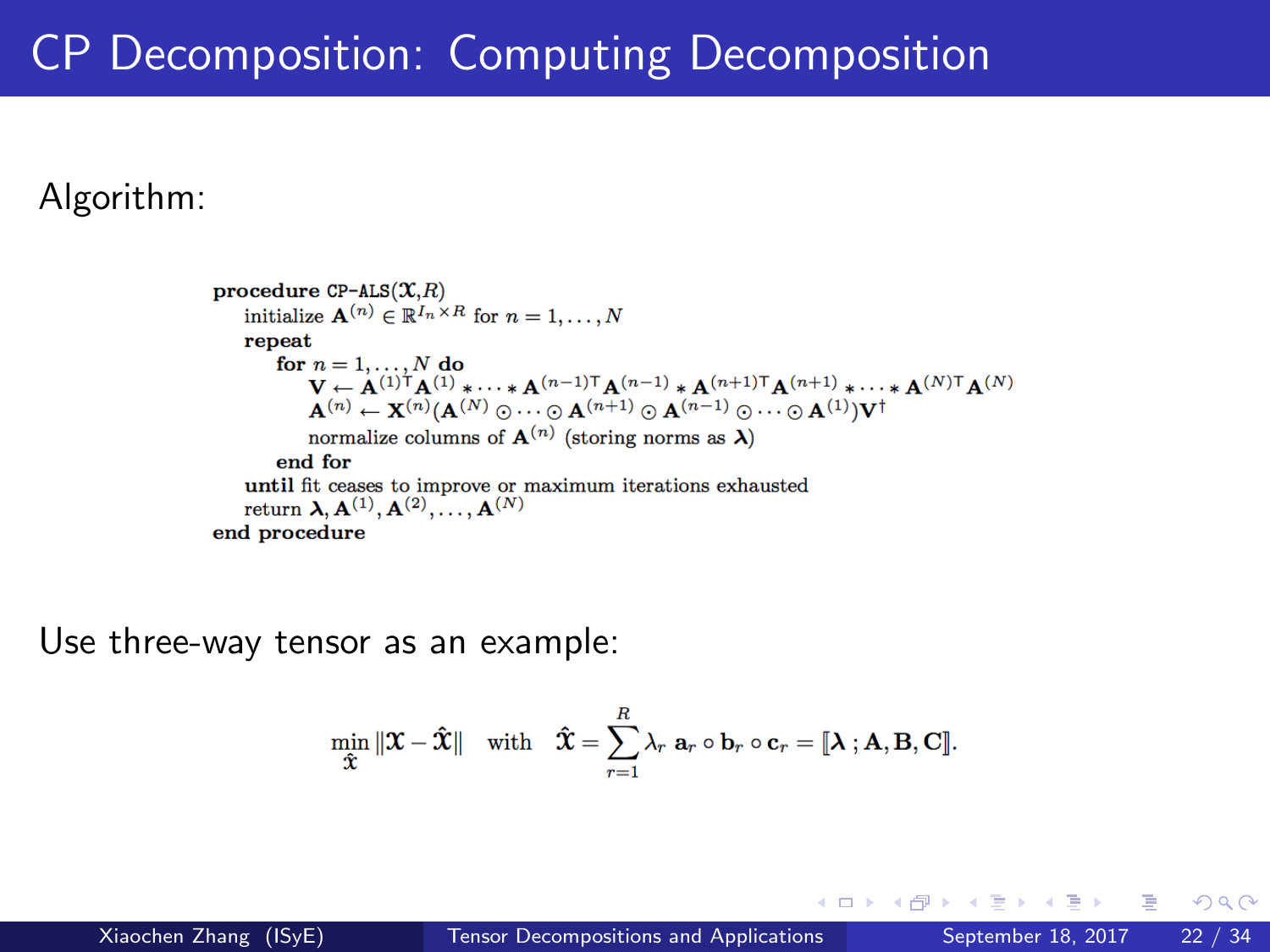# CP Decomposition: Computing Decomposition

Algorithm:

**procedure** CP-ALS($\mathcal{X}$,$R$)
  initialize $\mathbf{A}^{(n)} \in \mathbb{R}^{I_n \times R}$ for $n = 1, \ldots, N$
  **repeat**
    **for** $n = 1, \ldots, N$ **do**
      $\mathbf{V} \leftarrow \mathbf{A}^{(1)\mathsf{T}}\mathbf{A}^{(1)} * \cdots * \mathbf{A}^{(n-1)\mathsf{T}}\mathbf{A}^{(n-1)} * \mathbf{A}^{(n+1)\mathsf{T}}\mathbf{A}^{(n+1)} * \cdots * \mathbf{A}^{(N)\mathsf{T}}\mathbf{A}^{(N)}$
      $\mathbf{A}^{(n)} \leftarrow \mathbf{X}_{(n)}(\mathbf{A}^{(N)} \odot \cdots \odot \mathbf{A}^{(n+1)} \odot \mathbf{A}^{(n-1)} \odot \cdots \odot \mathbf{A}^{(1)})\mathbf{V}^{\dagger}$
      normalize columns of $\mathbf{A}^{(n)}$ (storing norms as $\boldsymbol{\lambda}$)
    **end for**
  **until** fit ceases to improve or maximum iterations exhausted
  return $\boldsymbol{\lambda}, \mathbf{A}^{(1)}, \mathbf{A}^{(2)}, \ldots, \mathbf{A}^{(N)}$
**end procedure**

Use three-way tensor as an example:

$$\min_{\hat{\mathcal{X}}} \|\mathcal{X} - \hat{\mathcal{X}}\| \quad \text{with} \quad \hat{\mathcal{X}} = \sum_{r=1}^{R} \lambda_r \; \mathbf{a}_r \circ \mathbf{b}_r \circ \mathbf{c}_r = [\![ \boldsymbol{\lambda} \, ; \mathbf{A}, \mathbf{B}, \mathbf{C} ]\!].$$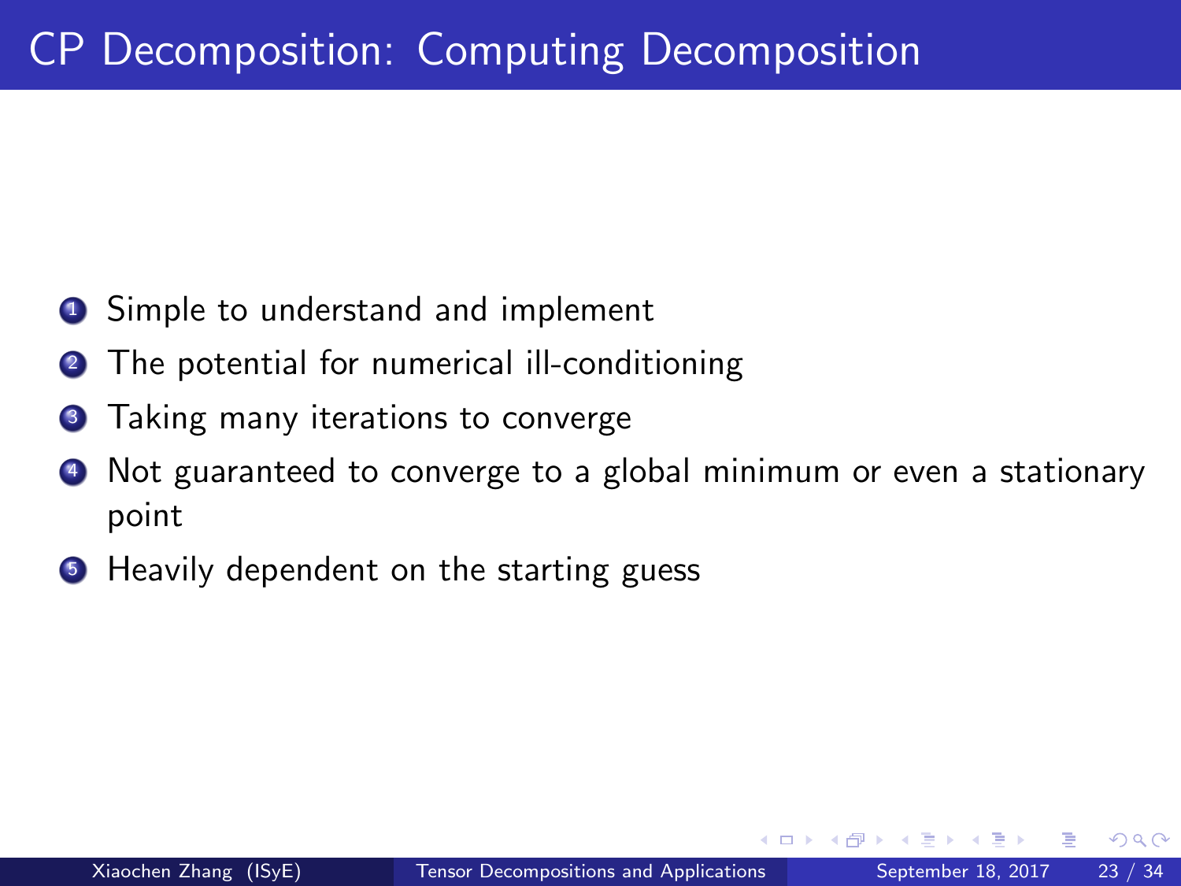# CP Decomposition: Computing Decomposition

1. Simple to understand and implement
2. The potential for numerical ill-conditioning
3. Taking many iterations to converge
4. Not guaranteed to converge to a global minimum or even a stationary point
5. Heavily dependent on the starting guess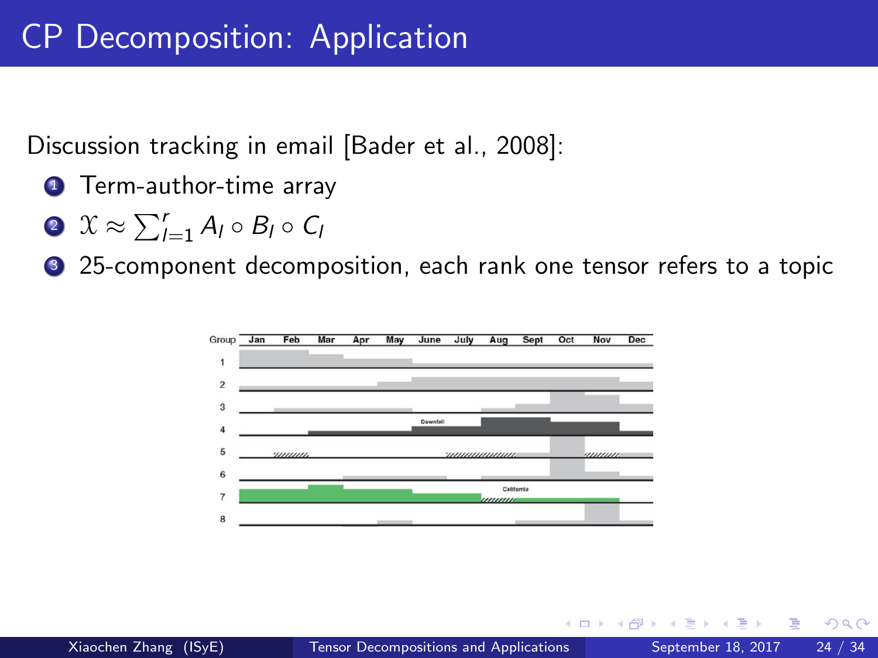# CP Decomposition: Application

Discussion tracking in email [Bader et al., 2008]:

1. Term-author-time array
2. $\mathcal{X} \approx \sum_{l=1}^{r} A_l \circ B_l \circ C_l$
3. 25-component decomposition, each rank one tensor refers to a topic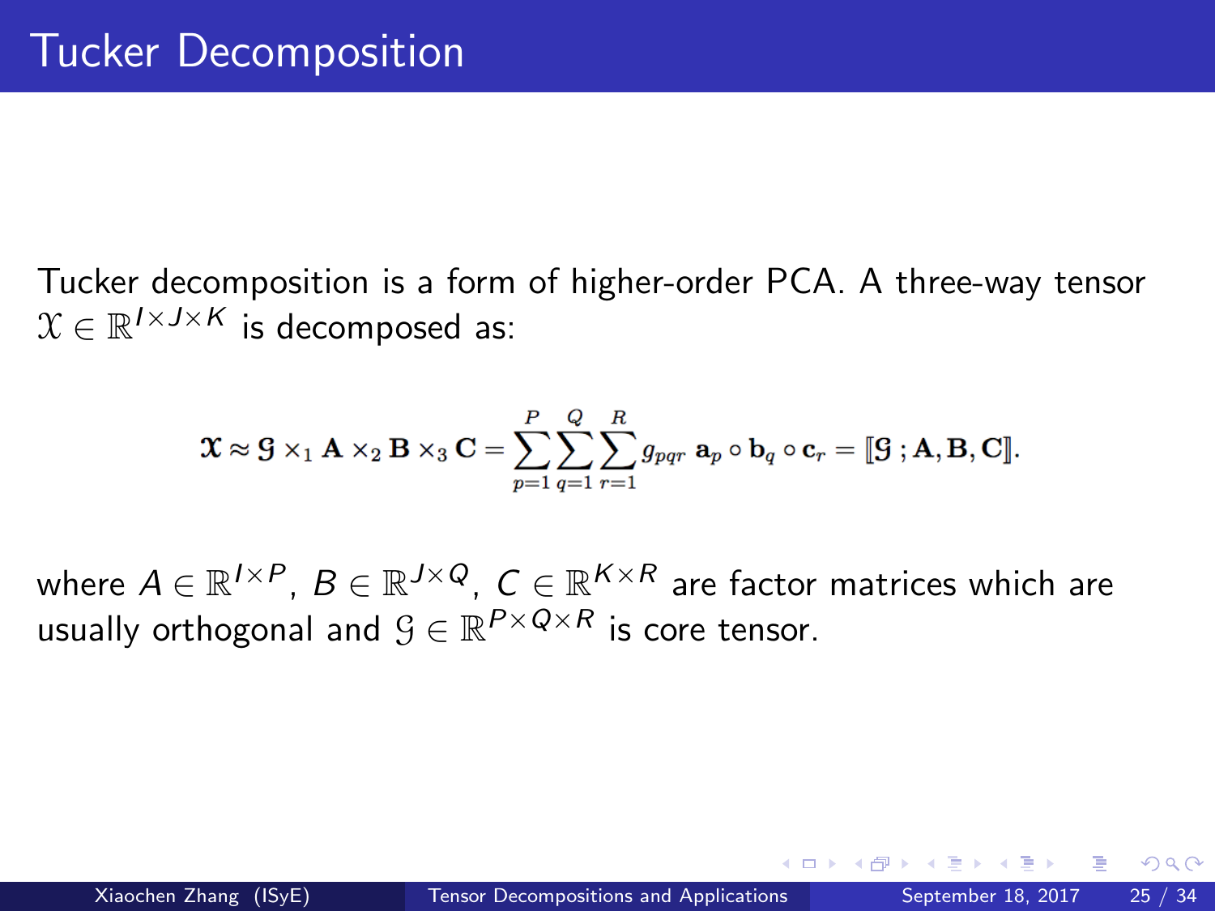# Tucker Decomposition

Tucker decomposition is a form of higher-order PCA. A three-way tensor $\mathcal{X} \in \mathbb{R}^{I \times J \times K}$ is decomposed as:

$$\mathcal{X} \approx \mathcal{G} \times_1 \mathbf{A} \times_2 \mathbf{B} \times_3 \mathbf{C} = \sum_{p=1}^{P} \sum_{q=1}^{Q} \sum_{r=1}^{R} g_{pqr} \, \mathbf{a}_p \circ \mathbf{b}_q \circ \mathbf{c}_r = [\![ \mathcal{G} \, ; \mathbf{A}, \mathbf{B}, \mathbf{C} ]\!].$$

where $A \in \mathbb{R}^{I \times P}$, $B \in \mathbb{R}^{J \times Q}$, $C \in \mathbb{R}^{K \times R}$ are factor matrices which are usually orthogonal and $\mathcal{G} \in \mathbb{R}^{P \times Q \times R}$ is core tensor.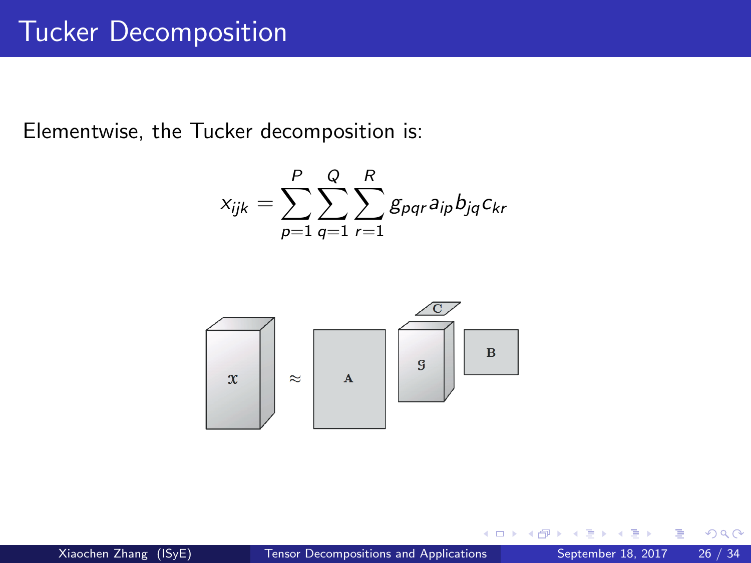# Tucker Decomposition

Elementwise, the Tucker decomposition is:

$$x_{ijk} = \sum_{p=1}^{P} \sum_{q=1}^{Q} \sum_{r=1}^{R} g_{pqr} a_{ip} b_{jq} c_{kr}$$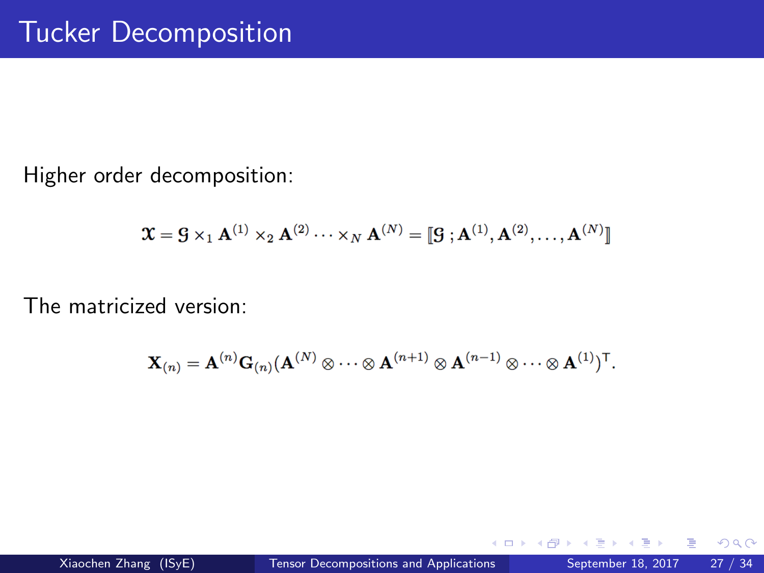# Tucker Decomposition

Higher order decomposition:

$$\mathcal{X} = \mathcal{G} \times_1 \mathbf{A}^{(1)} \times_2 \mathbf{A}^{(2)} \cdots \times_N \mathbf{A}^{(N)} = [\![ \mathcal{G} \, ; \mathbf{A}^{(1)}, \mathbf{A}^{(2)}, \ldots, \mathbf{A}^{(N)} ]\!]$$

The matricized version:

$$\mathbf{X}_{(n)} = \mathbf{A}^{(n)} \mathbf{G}_{(n)} (\mathbf{A}^{(N)} \otimes \cdots \otimes \mathbf{A}^{(n+1)} \otimes \mathbf{A}^{(n-1)} \otimes \cdots \otimes \mathbf{A}^{(1)})^{\mathsf{T}}.$$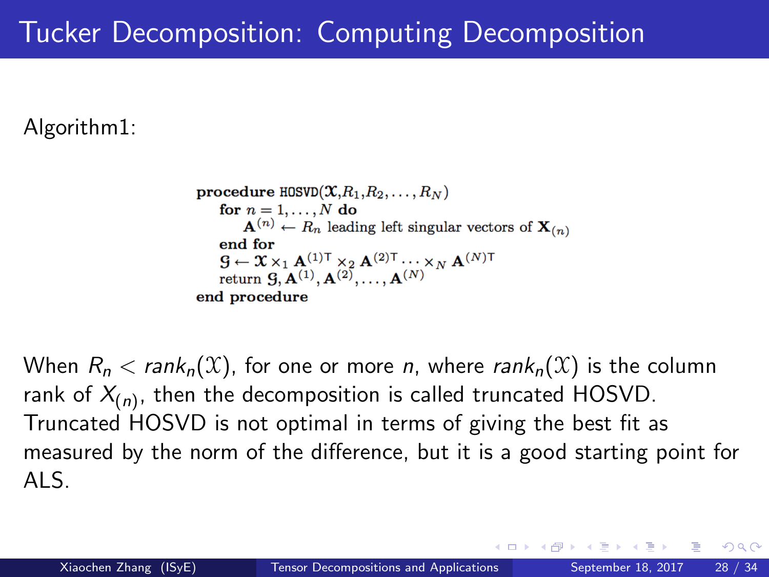# Tucker Decomposition: Computing Decomposition

Algorithm1:

**procedure** HOSVD($\mathcal{X}$, $R_1$, $R_2$, $\dots$, $R_N$)
  **for** $n = 1, \dots, N$ **do**
    $\mathbf{A}^{(n)} \leftarrow R_n$ leading left singular vectors of $\mathbf{X}_{(n)}$
  **end for**
  $\mathcal{G} \leftarrow \mathcal{X} \times_1 \mathbf{A}^{(1)\mathsf{T}} \times_2 \mathbf{A}^{(2)\mathsf{T}} \cdots \times_N \mathbf{A}^{(N)\mathsf{T}}$
  return $\mathcal{G}, \mathbf{A}^{(1)}, \mathbf{A}^{(2)}, \dots, \mathbf{A}^{(N)}$
**end procedure**

When $R_n < rank_n(\mathcal{X})$, for one or more $n$, where $rank_n(\mathcal{X})$ is the column rank of $X_{(n)}$, then the decomposition is called truncated HOSVD. Truncated HOSVD is not optimal in terms of giving the best fit as measured by the norm of the difference, but it is a good starting point for ALS.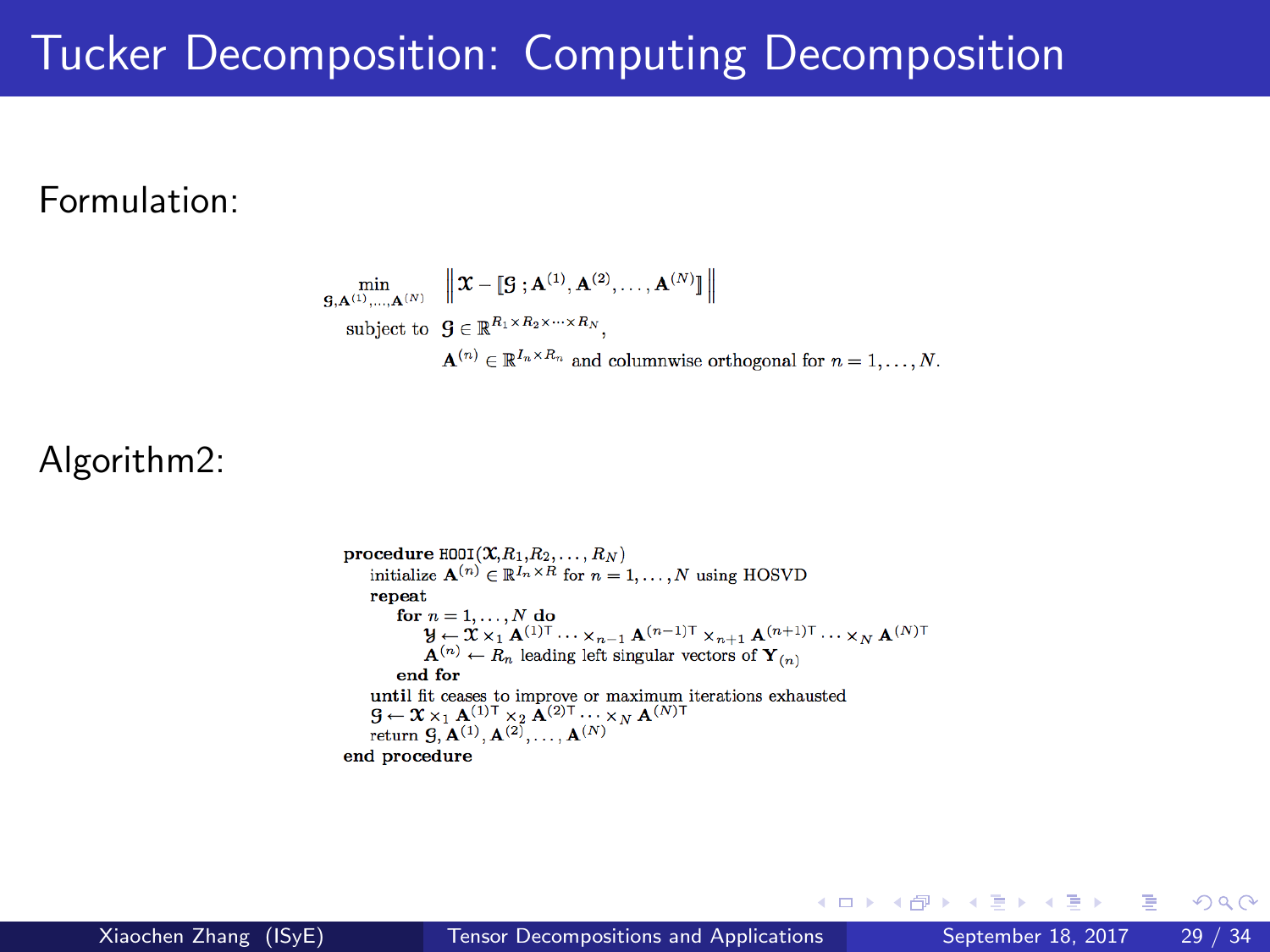# Tucker Decomposition: Computing Decomposition

Formulation:

$$\min_{\mathcal{G}, \mathbf{A}^{(1)}, \ldots, \mathbf{A}^{(N)}} \left\| \mathcal{X} - [\![ \mathcal{G} \,; \mathbf{A}^{(1)}, \mathbf{A}^{(2)}, \ldots, \mathbf{A}^{(N)} ]\!] \right\|$$

subject to $\mathcal{G} \in \mathbb{R}^{R_1 \times R_2 \times \cdots \times R_N}$,

$\mathbf{A}^{(n)} \in \mathbb{R}^{I_n \times R_n}$ and columnwise orthogonal for $n = 1, \ldots, N$.

Algorithm2:

**procedure** HOOI($\mathcal{X}, R_1, R_2, \ldots, R_N$)
- initialize $\mathbf{A}^{(n)} \in \mathbb{R}^{I_n \times R}$ for $n = 1, \ldots, N$ using HOSVD
- **repeat**
  - **for** $n = 1, \ldots, N$ **do**
    - $\mathcal{Y} \leftarrow \mathcal{X} \times_1 \mathbf{A}^{(1)\mathsf{T}} \cdots \times_{n-1} \mathbf{A}^{(n-1)\mathsf{T}} \times_{n+1} \mathbf{A}^{(n+1)\mathsf{T}} \cdots \times_N \mathbf{A}^{(N)\mathsf{T}}$
    - $\mathbf{A}^{(n)} \leftarrow R_n$ leading left singular vectors of $\mathbf{Y}_{(n)}$
  - **end for**
- **until** fit ceases to improve or maximum iterations exhausted
- $\mathcal{G} \leftarrow \mathcal{X} \times_1 \mathbf{A}^{(1)\mathsf{T}} \times_2 \mathbf{A}^{(2)\mathsf{T}} \cdots \times_N \mathbf{A}^{(N)\mathsf{T}}$
- return $\mathcal{G}, \mathbf{A}^{(1)}, \mathbf{A}^{(2)}, \ldots, \mathbf{A}^{(N)}$

**end procedure**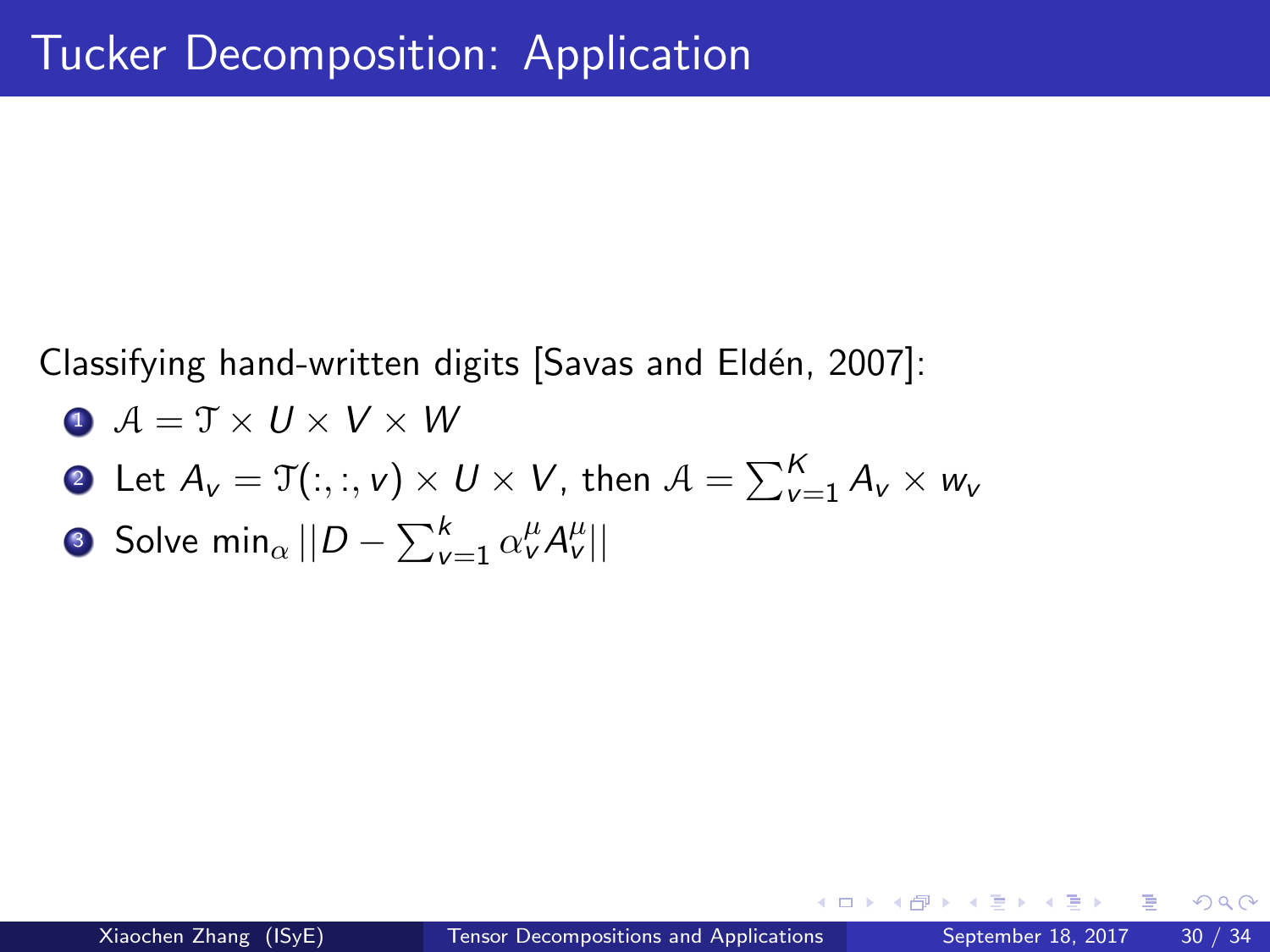# Tucker Decomposition: Application

Classifying hand-written digits [Savas and Eldén, 2007]:

1. $\mathcal{A} = \mathcal{T} \times U \times V \times W$
2. Let $A_v = \mathcal{T}(:,:,v) \times U \times V$, then $\mathcal{A} = \sum_{v=1}^{K} A_v \times w_v$
3. Solve $\min_\alpha ||D - \sum_{v=1}^{k} \alpha_v^\mu A_v^\mu||$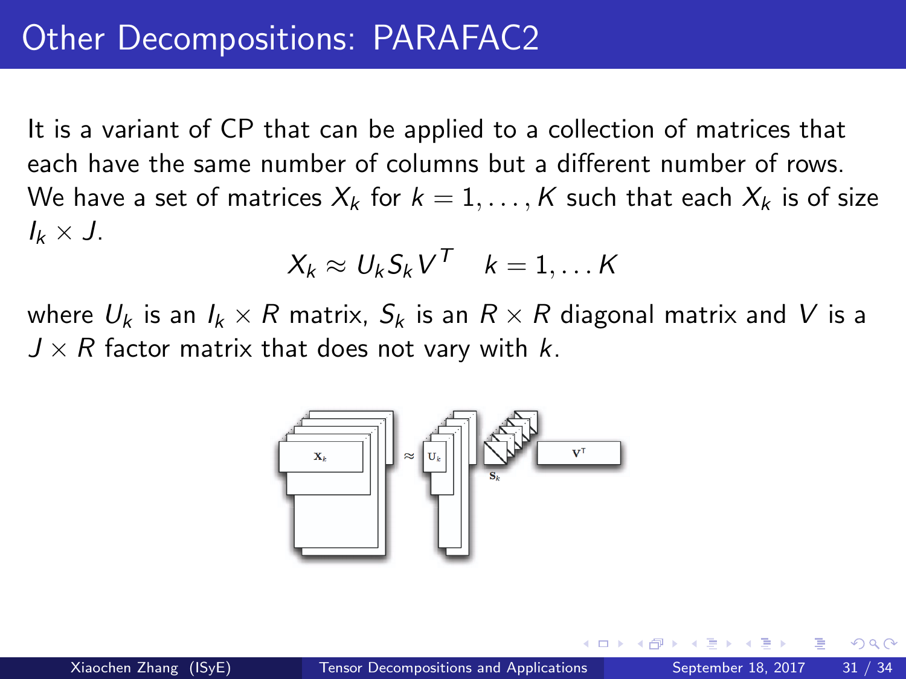# Other Decompositions: PARAFAC2

It is a variant of CP that can be applied to a collection of matrices that each have the same number of columns but a different number of rows. We have a set of matrices $X_k$ for $k = 1, \ldots, K$ such that each $X_k$ is of size $I_k \times J$.

$$X_k \approx U_k S_k V^T \quad k = 1, \ldots K$$

where $U_k$ is an $I_k \times R$ matrix, $S_k$ is an $R \times R$ diagonal matrix and $V$ is a $J \times R$ factor matrix that does not vary with $k$.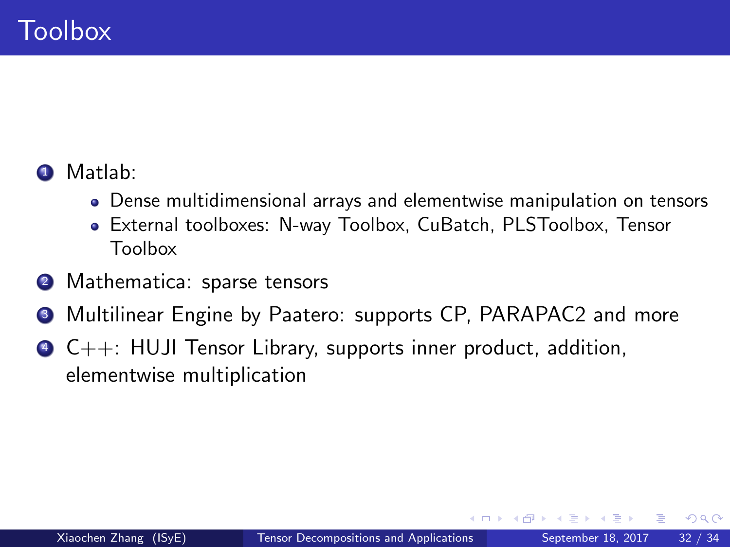# Toolbox

1. Matlab:
   - Dense multidimensional arrays and elementwise manipulation on tensors
   - External toolboxes: N-way Toolbox, CuBatch, PLSToolbox, Tensor Toolbox
2. Mathematica: sparse tensors
3. Multilinear Engine by Paatero: supports CP, PARAPAC2 and more
4. C++: HUJI Tensor Library, supports inner product, addition, elementwise multiplication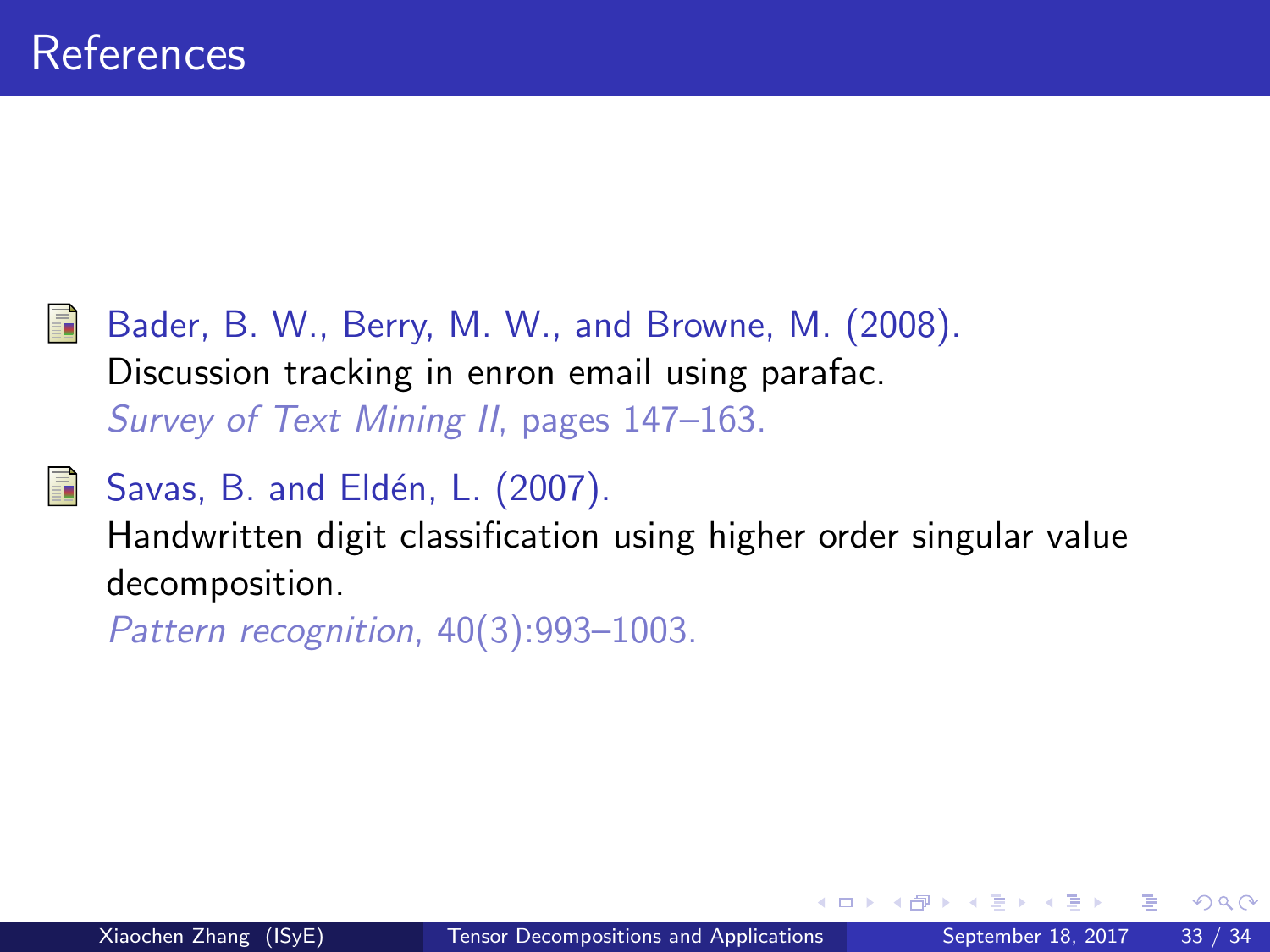# References

- Bader, B. W., Berry, M. W., and Browne, M. (2008).
  Discussion tracking in enron email using parafac.
  *Survey of Text Mining II*, pages 147–163.

- Savas, B. and Eldén, L. (2007).
  Handwritten digit classification using higher order singular value decomposition.
  *Pattern recognition*, 40(3):993–1003.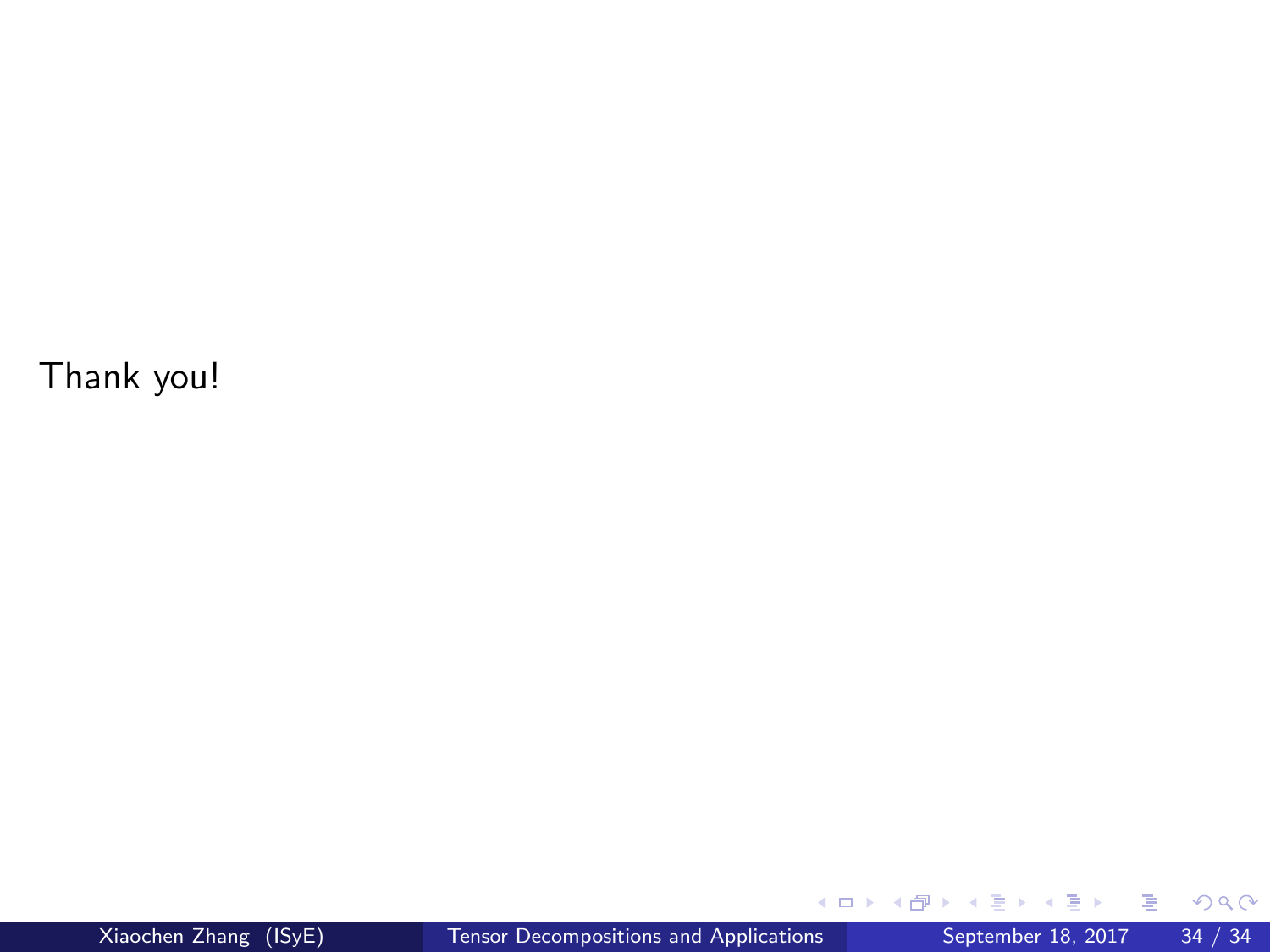Thank you!